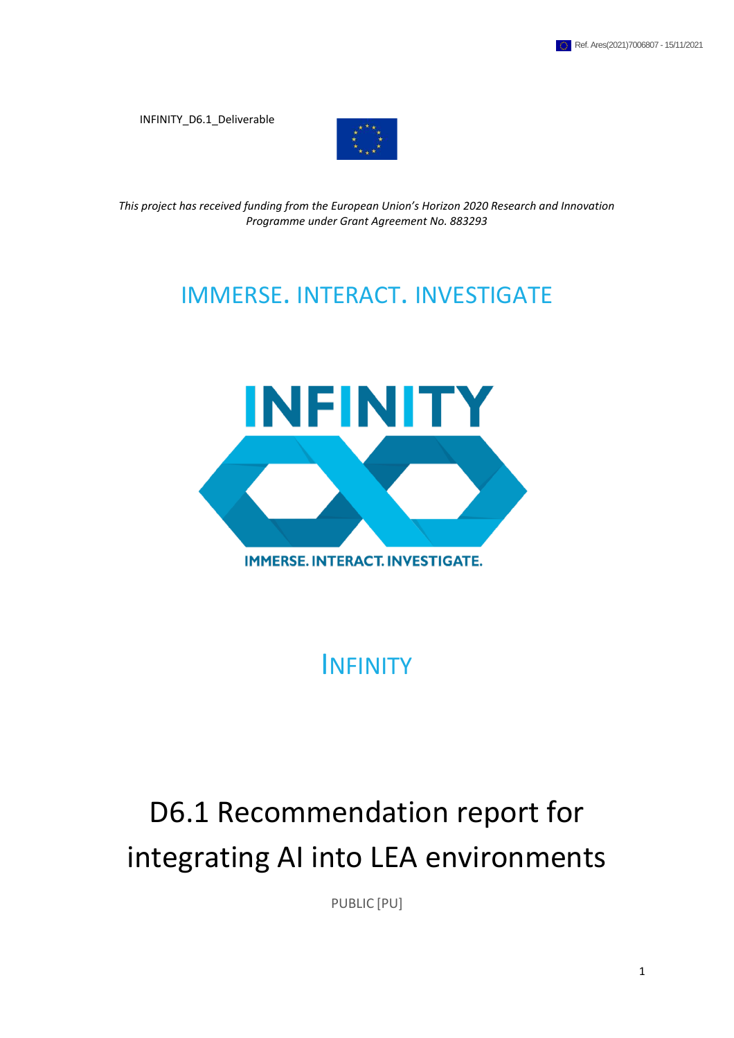Ref. Ares(2021)7006807 - 15/11/2021

INFINITY_D6.1_Deliverable

*This project has received funding from the European Union's Horizon 2020 Research and Innovation Programme under Grant Agreement No. 883293*

## IMMERSE. INTERACT. INVESTIGATE

INFINITY

IMMERSE. INTERACT. INVESTIGATE.

## INFINITY

# D6.1 Recommendation report for integrating AI into LEA environments

PUBLIC [PU]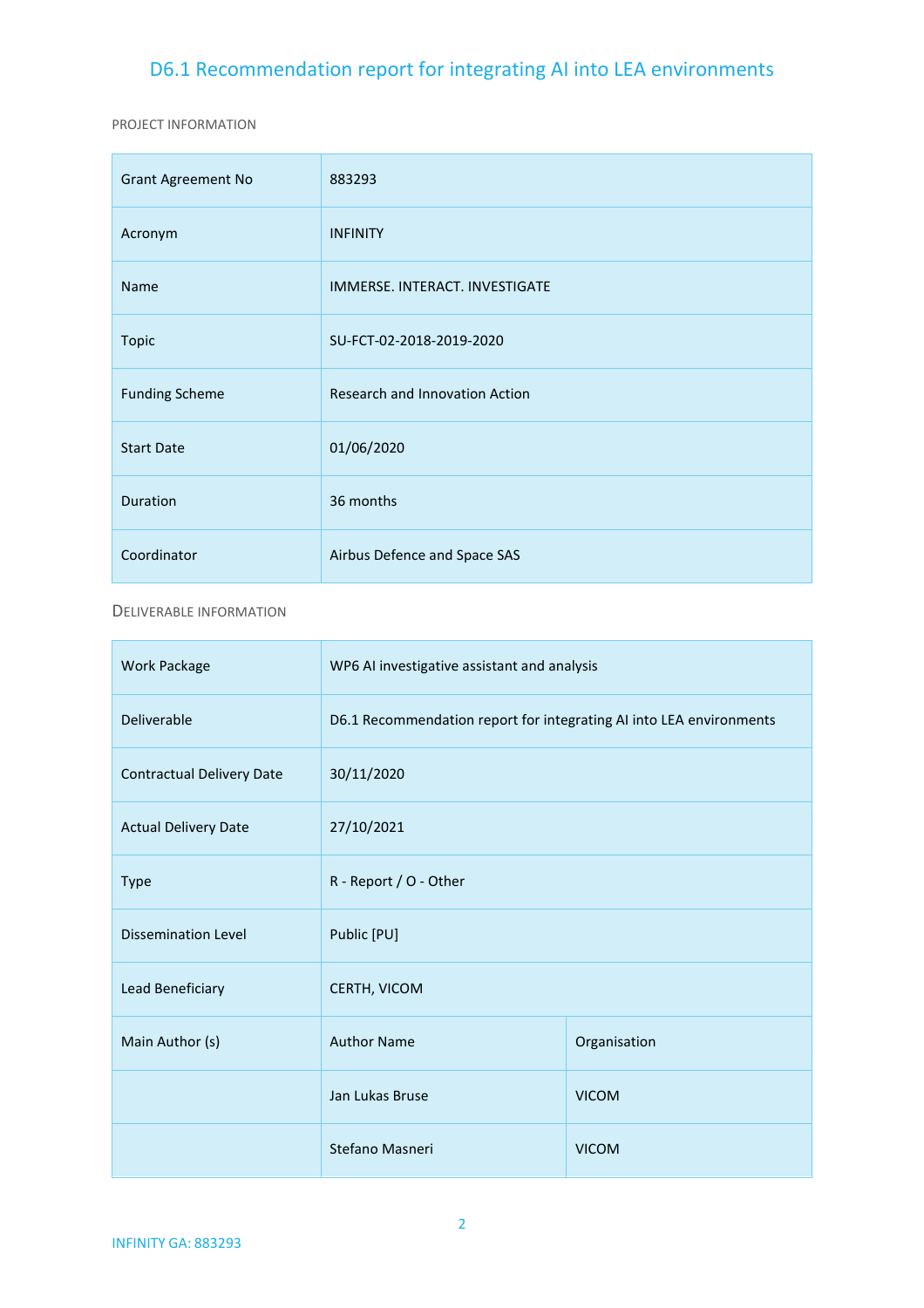# D6.1 Recommendation report for integrating AI into LEA environments

PROJECT INFORMATION

| Grant Agreement No | 883293 |
|---|---|
| Acronym | INFINITY |
| Name | IMMERSE. INTERACT. INVESTIGATE |
| Topic | SU-FCT-02-2018-2019-2020 |
| Funding Scheme | Research and Innovation Action |
| Start Date | 01/06/2020 |
| Duration | 36 months |
| Coordinator | Airbus Defence and Space SAS |

DELIVERABLE INFORMATION

| Work Package | WP6 AI investigative assistant and analysis | |
|---|---|---|
| Deliverable | D6.1 Recommendation report for integrating AI into LEA environments | |
| Contractual Delivery Date | 30/11/2020 | |
| Actual Delivery Date | 27/10/2021 | |
| Type | R - Report / O - Other | |
| Dissemination Level | Public [PU] | |
| Lead Beneficiary | CERTH, VICOM | |
| Main Author (s) | Author Name | Organisation |
| | Jan Lukas Bruse | VICOM |
| | Stefano Masneri | VICOM |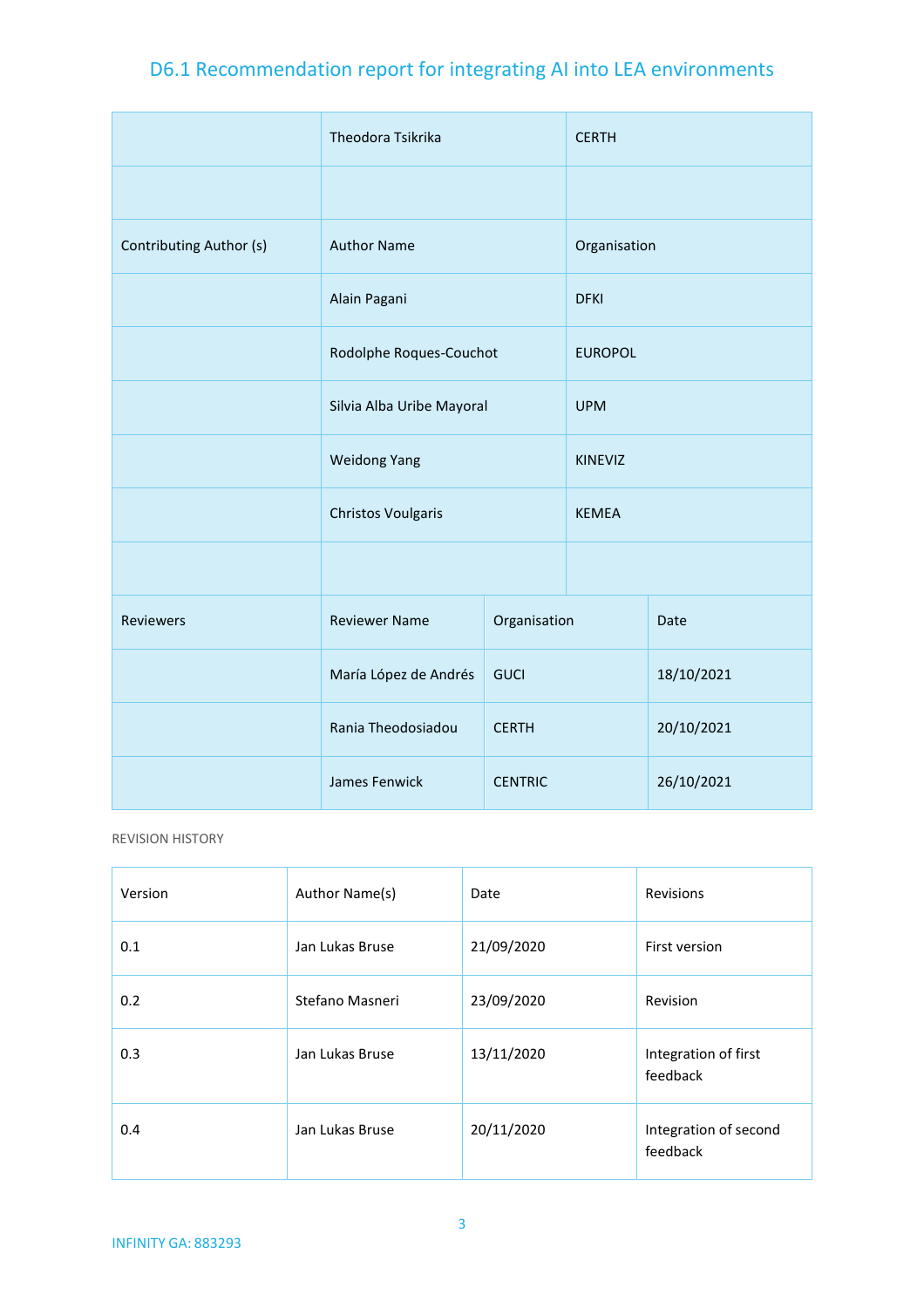# D6.1 Recommendation report for integrating AI into LEA environments

| | | | |
|---|---|---|---|
| | Theodora Tsikrika | CERTH | |
| | | | |
| Contributing Author (s) | Author Name | Organisation | |
| | Alain Pagani | DFKI | |
| | Rodolphe Roques-Couchot | EUROPOL | |
| | Silvia Alba Uribe Mayoral | UPM | |
| | Weidong Yang | KINEVIZ | |
| | Christos Voulgaris | KEMEA | |
| | | | |
| Reviewers | Reviewer Name | Organisation | Date |
| | María López de Andrés | GUCI | 18/10/2021 |
| | Rania Theodosiadou | CERTH | 20/10/2021 |
| | James Fenwick | CENTRIC | 26/10/2021 |

REVISION HISTORY

| Version | Author Name(s) | Date | Revisions |
|---|---|---|---|
| 0.1 | Jan Lukas Bruse | 21/09/2020 | First version |
| 0.2 | Stefano Masneri | 23/09/2020 | Revision |
| 0.3 | Jan Lukas Bruse | 13/11/2020 | Integration of first feedback |
| 0.4 | Jan Lukas Bruse | 20/11/2020 | Integration of second feedback |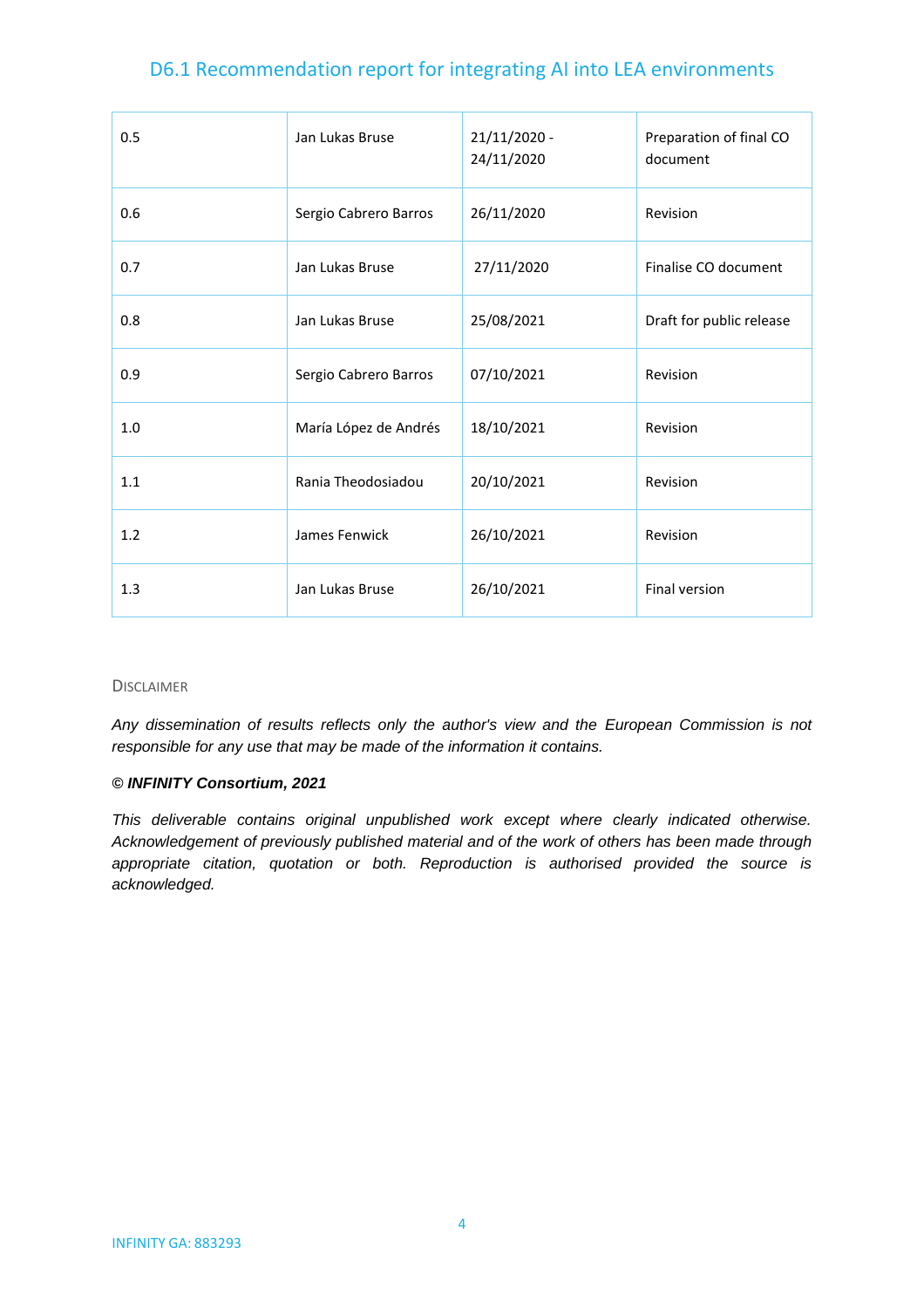| 0.5 | Jan Lukas Bruse | 21/11/2020 - 24/11/2020 | Preparation of final CO document |
|---|---|---|---|
| 0.6 | Sergio Cabrero Barros | 26/11/2020 | Revision |
| 0.7 | Jan Lukas Bruse | 27/11/2020 | Finalise CO document |
| 0.8 | Jan Lukas Bruse | 25/08/2021 | Draft for public release |
| 0.9 | Sergio Cabrero Barros | 07/10/2021 | Revision |
| 1.0 | María López de Andrés | 18/10/2021 | Revision |
| 1.1 | Rania Theodosiadou | 20/10/2021 | Revision |
| 1.2 | James Fenwick | 26/10/2021 | Revision |
| 1.3 | Jan Lukas Bruse | 26/10/2021 | Final version |

DISCLAIMER

*Any dissemination of results reflects only the author's view and the European Commission is not responsible for any use that may be made of the information it contains.*

***© INFINITY Consortium, 2021***

*This deliverable contains original unpublished work except where clearly indicated otherwise. Acknowledgement of previously published material and of the work of others has been made through appropriate citation, quotation or both. Reproduction is authorised provided the source is acknowledged.*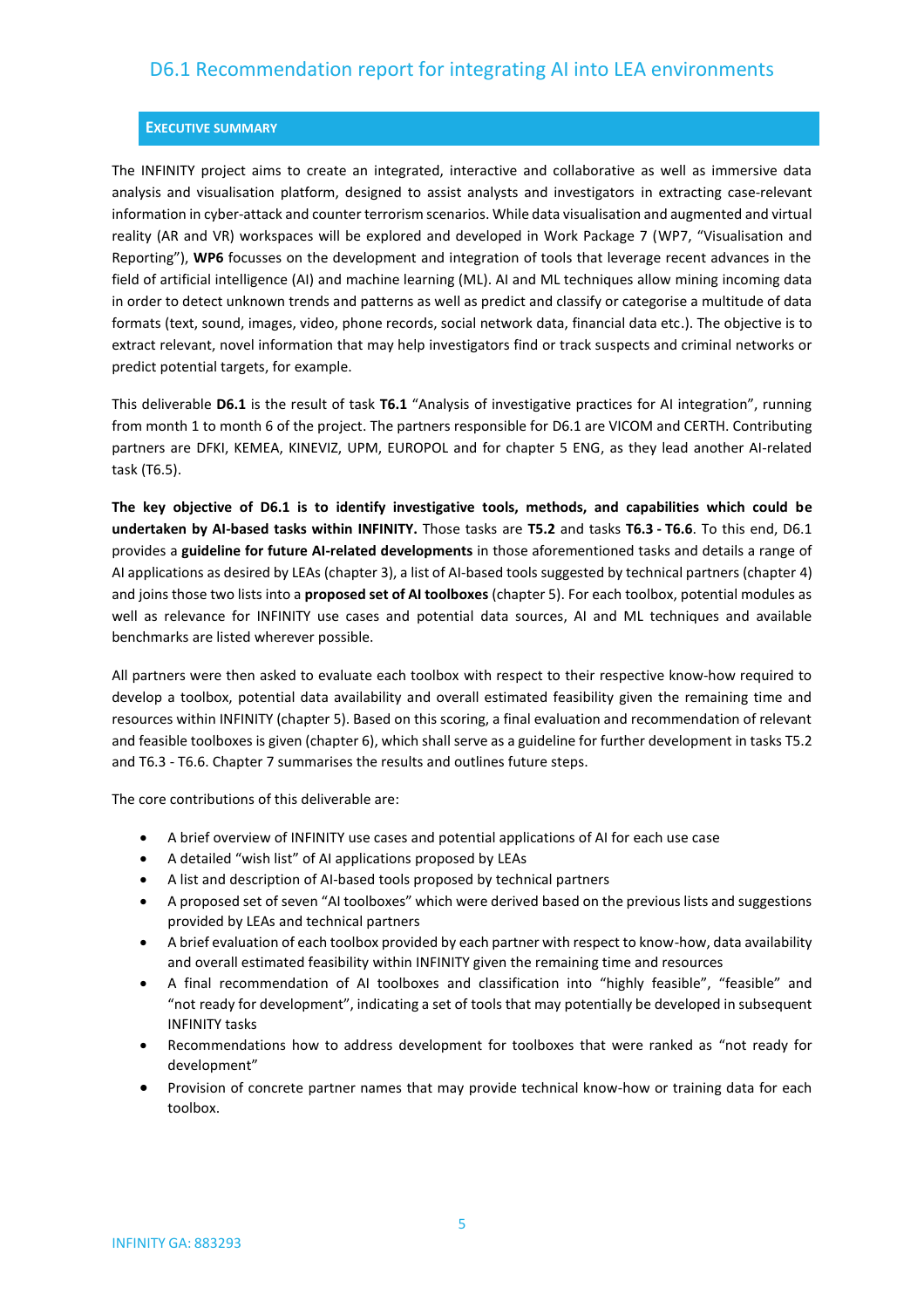## EXECUTIVE SUMMARY

The INFINITY project aims to create an integrated, interactive and collaborative as well as immersive data analysis and visualisation platform, designed to assist analysts and investigators in extracting case-relevant information in cyber-attack and counter terrorism scenarios. While data visualisation and augmented and virtual reality (AR and VR) workspaces will be explored and developed in Work Package 7 (WP7, "Visualisation and Reporting"), **WP6** focusses on the development and integration of tools that leverage recent advances in the field of artificial intelligence (AI) and machine learning (ML). AI and ML techniques allow mining incoming data in order to detect unknown trends and patterns as well as predict and classify or categorise a multitude of data formats (text, sound, images, video, phone records, social network data, financial data etc.). The objective is to extract relevant, novel information that may help investigators find or track suspects and criminal networks or predict potential targets, for example.

This deliverable **D6.1** is the result of task **T6.1** "Analysis of investigative practices for AI integration", running from month 1 to month 6 of the project. The partners responsible for D6.1 are VICOM and CERTH. Contributing partners are DFKI, KEMEA, KINEVIZ, UPM, EUROPOL and for chapter 5 ENG, as they lead another AI-related task (T6.5).

**The key objective of D6.1 is to identify investigative tools, methods, and capabilities which could be undertaken by AI-based tasks within INFINITY.** Those tasks are **T5.2** and tasks **T6.3 - T6.6**. To this end, D6.1 provides a **guideline for future AI-related developments** in those aforementioned tasks and details a range of AI applications as desired by LEAs (chapter 3), a list of AI-based tools suggested by technical partners (chapter 4) and joins those two lists into a **proposed set of AI toolboxes** (chapter 5). For each toolbox, potential modules as well as relevance for INFINITY use cases and potential data sources, AI and ML techniques and available benchmarks are listed wherever possible.

All partners were then asked to evaluate each toolbox with respect to their respective know-how required to develop a toolbox, potential data availability and overall estimated feasibility given the remaining time and resources within INFINITY (chapter 5). Based on this scoring, a final evaluation and recommendation of relevant and feasible toolboxes is given (chapter 6), which shall serve as a guideline for further development in tasks T5.2 and T6.3 - T6.6. Chapter 7 summarises the results and outlines future steps.

The core contributions of this deliverable are:

- A brief overview of INFINITY use cases and potential applications of AI for each use case
- A detailed "wish list" of AI applications proposed by LEAs
- A list and description of AI-based tools proposed by technical partners
- A proposed set of seven "AI toolboxes" which were derived based on the previous lists and suggestions provided by LEAs and technical partners
- A brief evaluation of each toolbox provided by each partner with respect to know-how, data availability and overall estimated feasibility within INFINITY given the remaining time and resources
- A final recommendation of AI toolboxes and classification into "highly feasible", "feasible" and "not ready for development", indicating a set of tools that may potentially be developed in subsequent INFINITY tasks
- Recommendations how to address development for toolboxes that were ranked as "not ready for development"
- Provision of concrete partner names that may provide technical know-how or training data for each toolbox.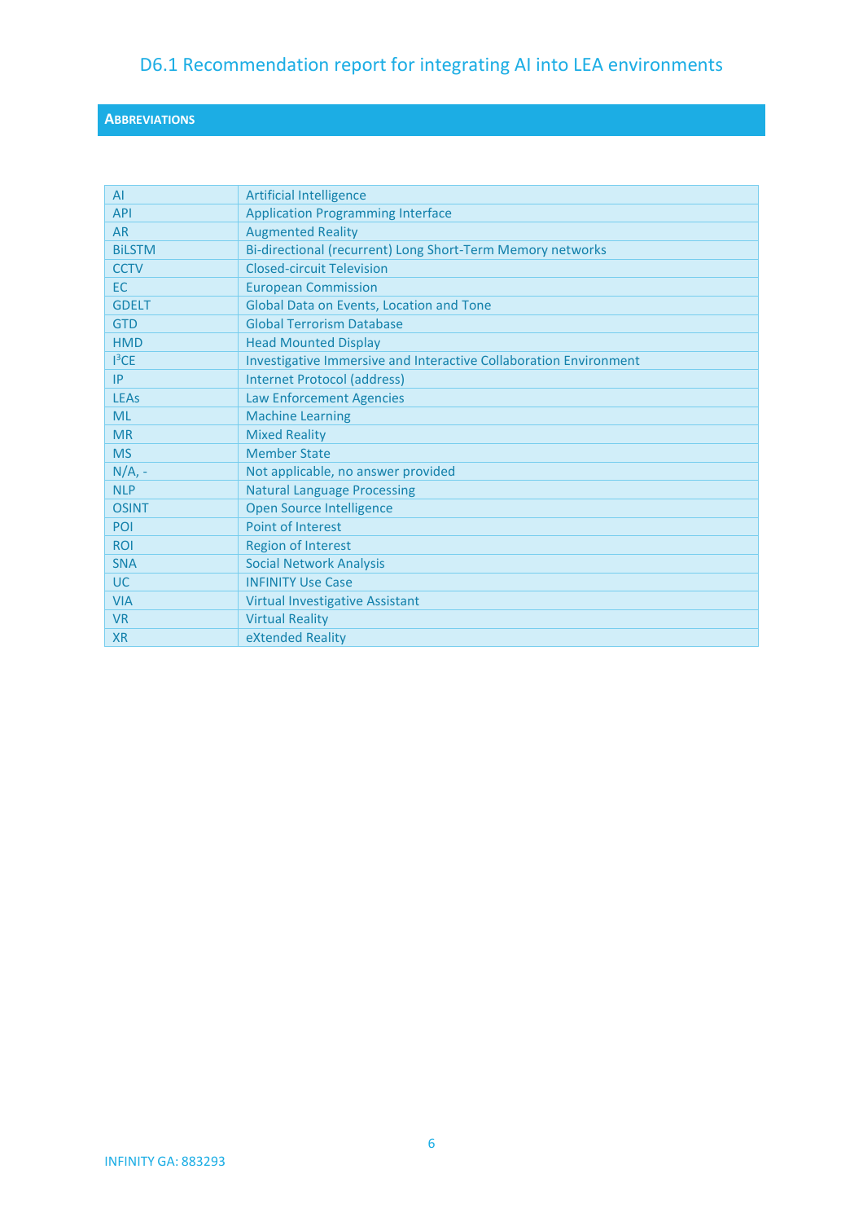## ABBREVIATIONS

| | |
|---|---|
| AI | Artificial Intelligence |
| API | Application Programming Interface |
| AR | Augmented Reality |
| BiLSTM | Bi-directional (recurrent) Long Short-Term Memory networks |
| CCTV | Closed-circuit Television |
| EC | European Commission |
| GDELT | Global Data on Events, Location and Tone |
| GTD | Global Terrorism Database |
| HMD | Head Mounted Display |
| $I^3CE$ | Investigative Immersive and Interactive Collaboration Environment |
| IP | Internet Protocol (address) |
| LEAs | Law Enforcement Agencies |
| ML | Machine Learning |
| MR | Mixed Reality |
| MS | Member State |
| N/A, - | Not applicable, no answer provided |
| NLP | Natural Language Processing |
| OSINT | Open Source Intelligence |
| POI | Point of Interest |
| ROI | Region of Interest |
| SNA | Social Network Analysis |
| UC | INFINITY Use Case |
| VIA | Virtual Investigative Assistant |
| VR | Virtual Reality |
| XR | eXtended Reality |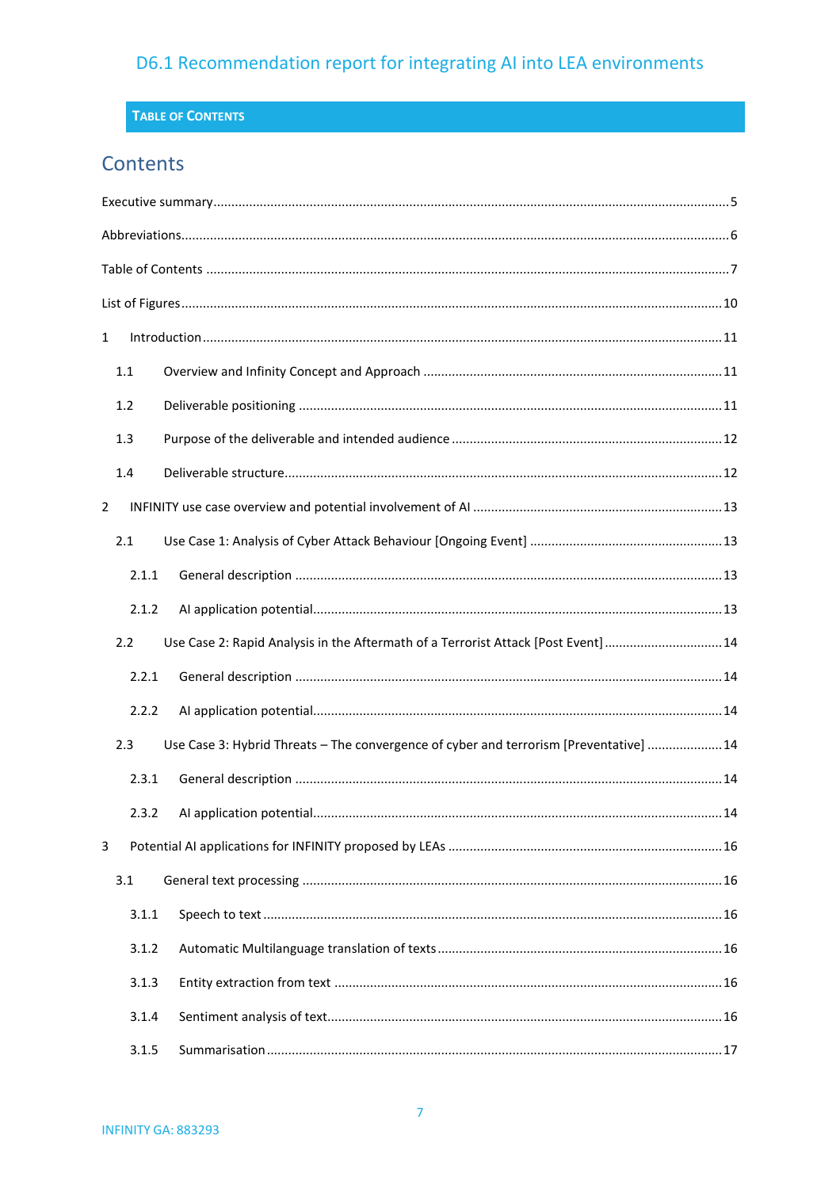# Table of Contents

## Contents

Executive summary ..... 5

Abbreviations ..... 6

Table of Contents ..... 7

List of Figures ..... 10

1 Introduction ..... 11

- 1.1 Overview and Infinity Concept and Approach ..... 11
- 1.2 Deliverable positioning ..... 11
- 1.3 Purpose of the deliverable and intended audience ..... 12
- 1.4 Deliverable structure ..... 12

2 INFINITY use case overview and potential involvement of AI ..... 13

- 2.1 Use Case 1: Analysis of Cyber Attack Behaviour [Ongoing Event] ..... 13
  - 2.1.1 General description ..... 13
  - 2.1.2 AI application potential ..... 13
- 2.2 Use Case 2: Rapid Analysis in the Aftermath of a Terrorist Attack [Post Event] ..... 14
  - 2.2.1 General description ..... 14
  - 2.2.2 AI application potential ..... 14
- 2.3 Use Case 3: Hybrid Threats – The convergence of cyber and terrorism [Preventative] ..... 14
  - 2.3.1 General description ..... 14
  - 2.3.2 AI application potential ..... 14

3 Potential AI applications for INFINITY proposed by LEAs ..... 16

- 3.1 General text processing ..... 16
  - 3.1.1 Speech to text ..... 16
  - 3.1.2 Automatic Multilanguage translation of texts ..... 16
  - 3.1.3 Entity extraction from text ..... 16
  - 3.1.4 Sentiment analysis of text ..... 16
  - 3.1.5 Summarisation ..... 17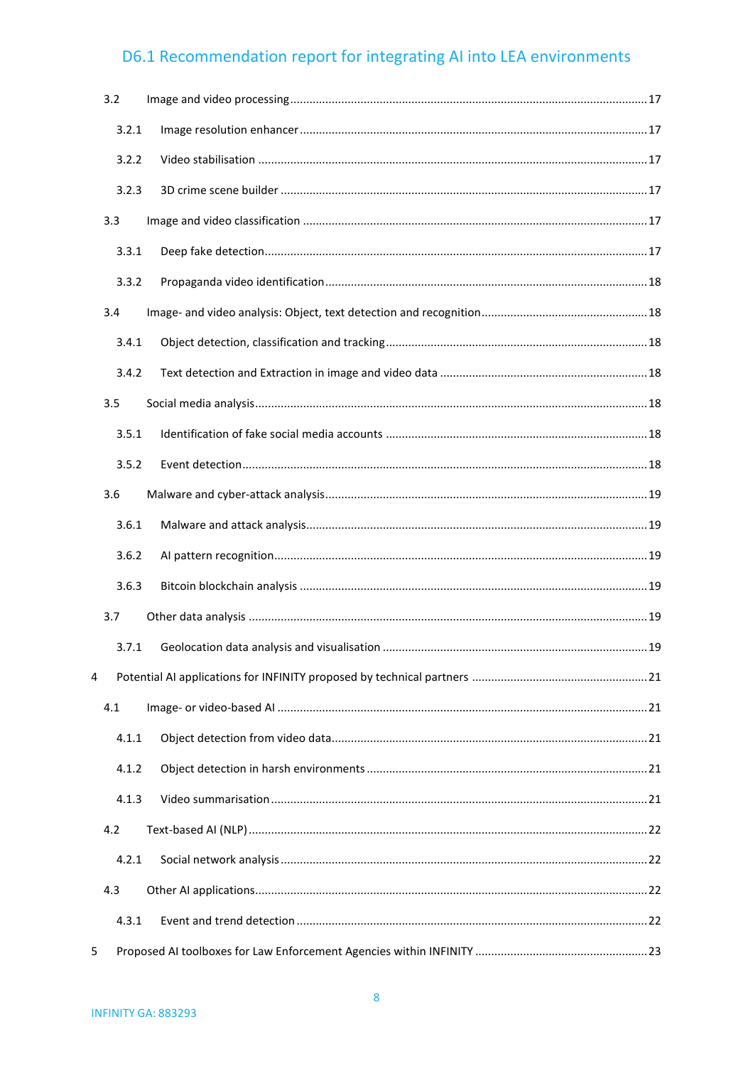3.2 Image and video processing ............ 17

3.2.1 Image resolution enhancer ............ 17

3.2.2 Video stabilisation ............ 17

3.2.3 3D crime scene builder ............ 17

3.3 Image and video classification ............ 17

3.3.1 Deep fake detection ............ 17

3.3.2 Propaganda video identification ............ 18

3.4 Image- and video analysis: Object, text detection and recognition ............ 18

3.4.1 Object detection, classification and tracking ............ 18

3.4.2 Text detection and Extraction in image and video data ............ 18

3.5 Social media analysis ............ 18

3.5.1 Identification of fake social media accounts ............ 18

3.5.2 Event detection ............ 18

3.6 Malware and cyber-attack analysis ............ 19

3.6.1 Malware and attack analysis ............ 19

3.6.2 AI pattern recognition ............ 19

3.6.3 Bitcoin blockchain analysis ............ 19

3.7 Other data analysis ............ 19

3.7.1 Geolocation data analysis and visualisation ............ 19

4 Potential AI applications for INFINITY proposed by technical partners ............ 21

4.1 Image- or video-based AI ............ 21

4.1.1 Object detection from video data ............ 21

4.1.2 Object detection in harsh environments ............ 21

4.1.3 Video summarisation ............ 21

4.2 Text-based AI (NLP) ............ 22

4.2.1 Social network analysis ............ 22

4.3 Other AI applications ............ 22

4.3.1 Event and trend detection ............ 22

5 Proposed AI toolboxes for Law Enforcement Agencies within INFINITY ............ 23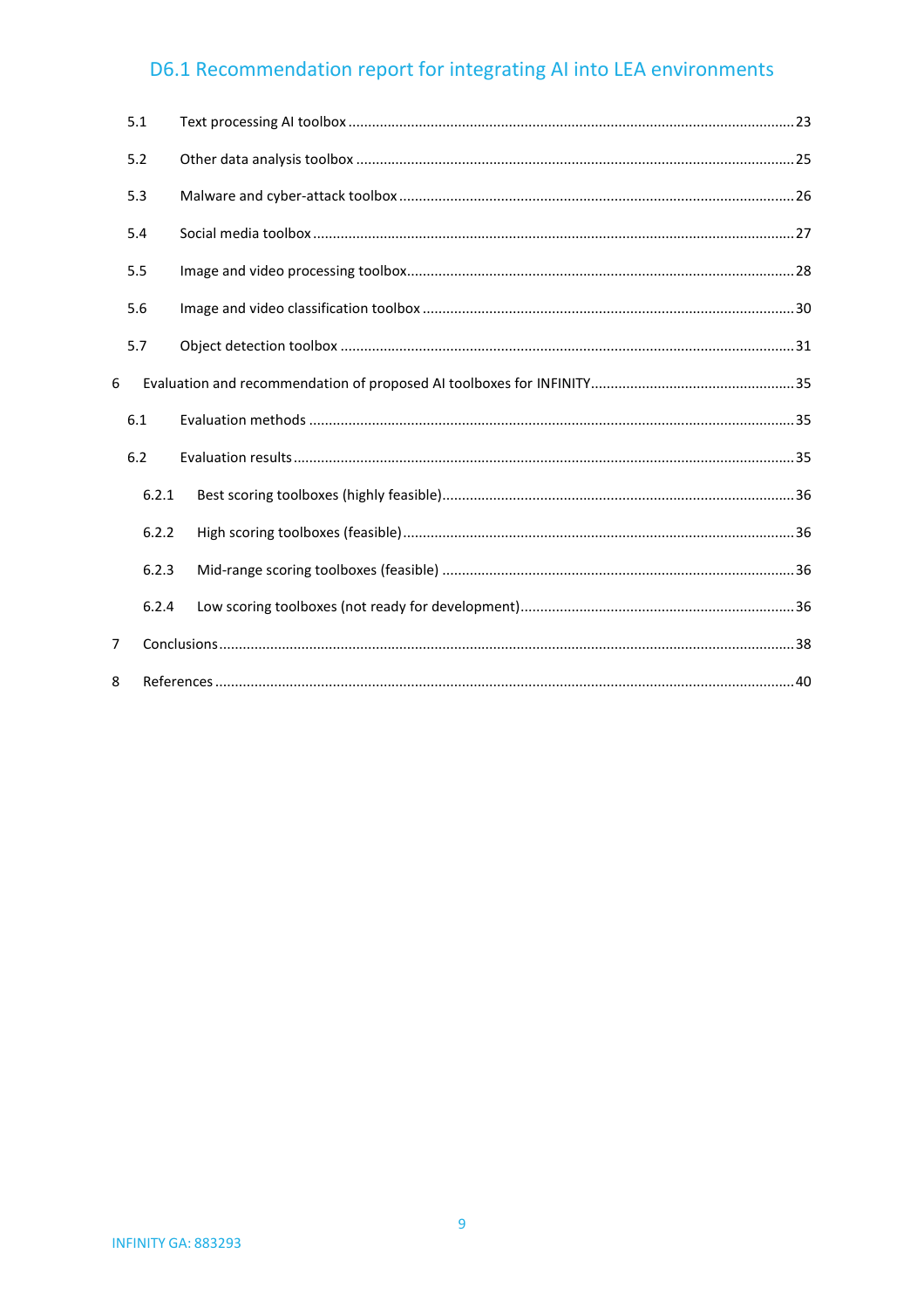5.1 Text processing AI toolbox ........................................................................................................23

5.2 Other data analysis toolbox ........................................................................................................25

5.3 Malware and cyber-attack toolbox ........................................................................................................26

5.4 Social media toolbox ........................................................................................................27

5.5 Image and video processing toolbox........................................................................................................28

5.6 Image and video classification toolbox ........................................................................................................30

5.7 Object detection toolbox ........................................................................................................31

6 Evaluation and recommendation of proposed AI toolboxes for INFINITY........................................................35

6.1 Evaluation methods ........................................................................................................35

6.2 Evaluation results........................................................................................................35

6.2.1 Best scoring toolboxes (highly feasible)........................................................................................................36

6.2.2 High scoring toolboxes (feasible)........................................................................................................36

6.2.3 Mid-range scoring toolboxes (feasible) ........................................................................................................36

6.2.4 Low scoring toolboxes (not ready for development)........................................................................................36

7 Conclusions........................................................................................................38

8 References........................................................................................................40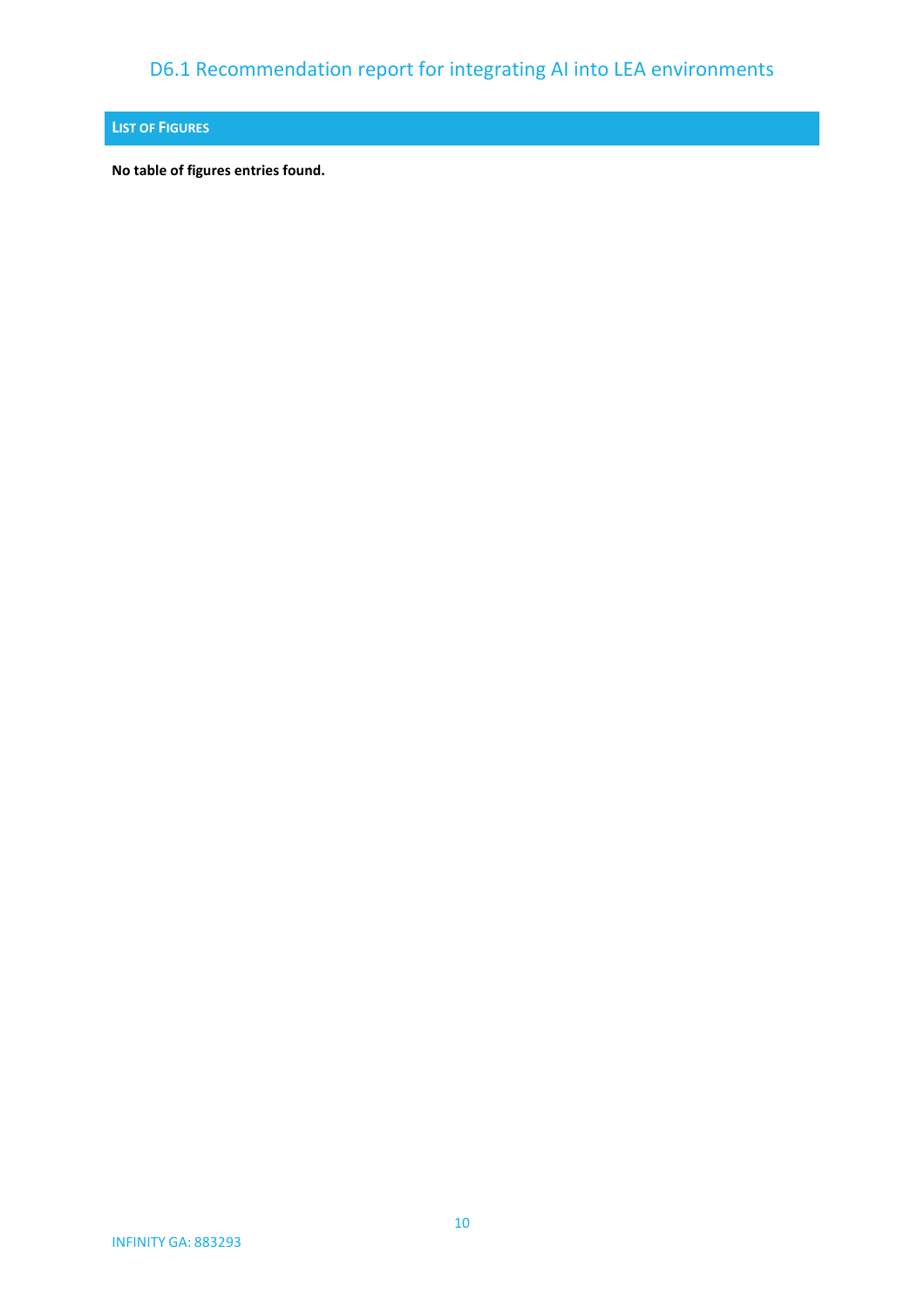## List of Figures

**No table of figures entries found.**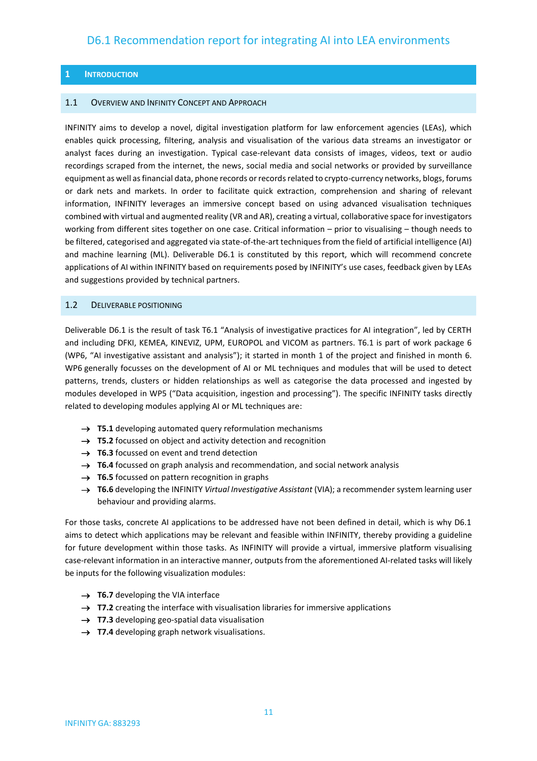# D6.1 Recommendation report for integrating AI into LEA environments

## 1 Introduction

### 1.1 Overview and Infinity Concept and Approach

INFINITY aims to develop a novel, digital investigation platform for law enforcement agencies (LEAs), which enables quick processing, filtering, analysis and visualisation of the various data streams an investigator or analyst faces during an investigation. Typical case-relevant data consists of images, videos, text or audio recordings scraped from the internet, the news, social media and social networks or provided by surveillance equipment as well as financial data, phone records or records related to crypto-currency networks, blogs, forums or dark nets and markets. In order to facilitate quick extraction, comprehension and sharing of relevant information, INFINITY leverages an immersive concept based on using advanced visualisation techniques combined with virtual and augmented reality (VR and AR), creating a virtual, collaborative space for investigators working from different sites together on one case. Critical information – prior to visualising – though needs to be filtered, categorised and aggregated via state-of-the-art techniques from the field of artificial intelligence (AI) and machine learning (ML). Deliverable D6.1 is constituted by this report, which will recommend concrete applications of AI within INFINITY based on requirements posed by INFINITY's use cases, feedback given by LEAs and suggestions provided by technical partners.

### 1.2 Deliverable Positioning

Deliverable D6.1 is the result of task T6.1 "Analysis of investigative practices for AI integration", led by CERTH and including DFKI, KEMEA, KINEVIZ, UPM, EUROPOL and VICOM as partners. T6.1 is part of work package 6 (WP6, "AI investigative assistant and analysis"); it started in month 1 of the project and finished in month 6. WP6 generally focusses on the development of AI or ML techniques and modules that will be used to detect patterns, trends, clusters or hidden relationships as well as categorise the data processed and ingested by modules developed in WP5 ("Data acquisition, ingestion and processing"). The specific INFINITY tasks directly related to developing modules applying AI or ML techniques are:

- → **T5.1** developing automated query reformulation mechanisms
- → **T5.2** focussed on object and activity detection and recognition
- → **T6.3** focussed on event and trend detection
- → **T6.4** focussed on graph analysis and recommendation, and social network analysis
- → **T6.5** focussed on pattern recognition in graphs
- → **T6.6** developing the INFINITY *Virtual Investigative Assistant* (VIA); a recommender system learning user behaviour and providing alarms.

For those tasks, concrete AI applications to be addressed have not been defined in detail, which is why D6.1 aims to detect which applications may be relevant and feasible within INFINITY, thereby providing a guideline for future development within those tasks. As INFINITY will provide a virtual, immersive platform visualising case-relevant information in an interactive manner, outputs from the aforementioned AI-related tasks will likely be inputs for the following visualization modules:

- → **T6.7** developing the VIA interface
- → **T7.2** creating the interface with visualisation libraries for immersive applications
- → **T7.3** developing geo-spatial data visualisation
- → **T7.4** developing graph network visualisations.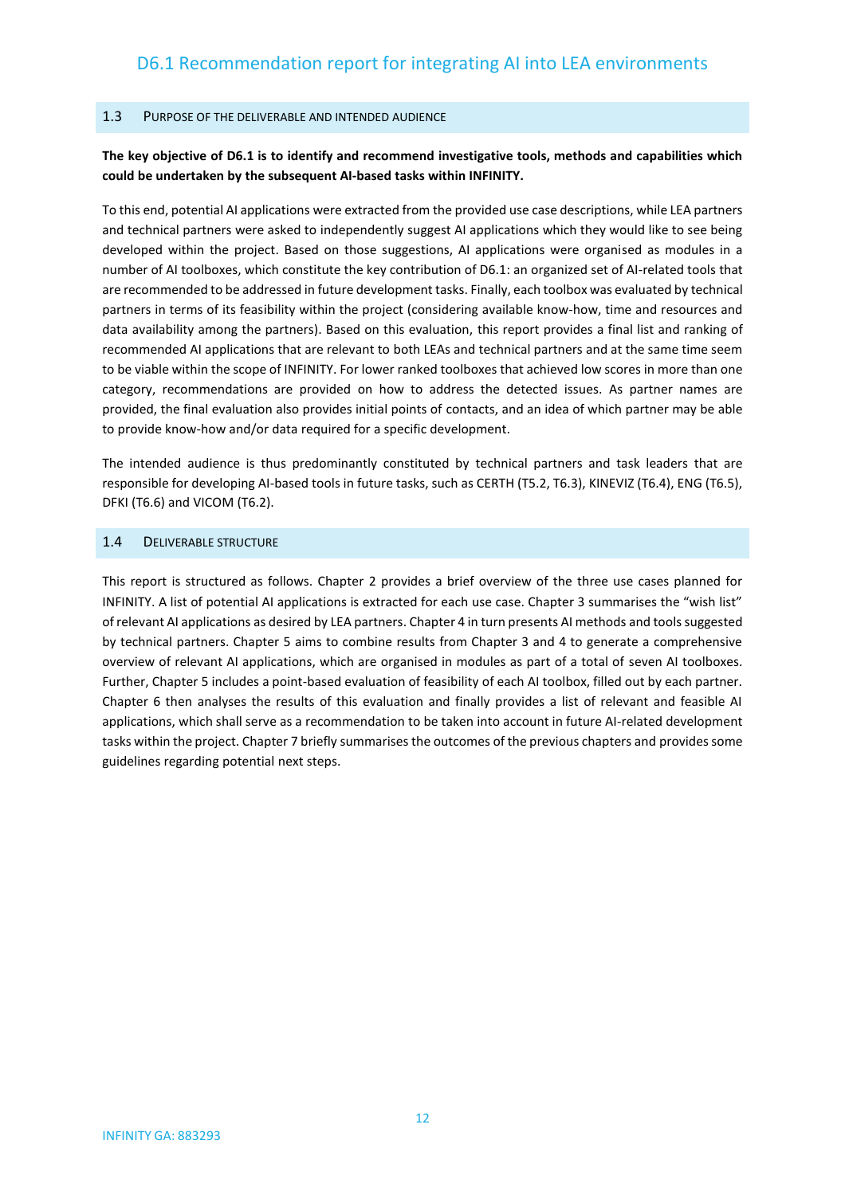## 1.3 Purpose of the deliverable and intended audience

**The key objective of D6.1 is to identify and recommend investigative tools, methods and capabilities which could be undertaken by the subsequent AI-based tasks within INFINITY.**

To this end, potential AI applications were extracted from the provided use case descriptions, while LEA partners and technical partners were asked to independently suggest AI applications which they would like to see being developed within the project. Based on those suggestions, AI applications were organised as modules in a number of AI toolboxes, which constitute the key contribution of D6.1: an organized set of AI-related tools that are recommended to be addressed in future development tasks. Finally, each toolbox was evaluated by technical partners in terms of its feasibility within the project (considering available know-how, time and resources and data availability among the partners). Based on this evaluation, this report provides a final list and ranking of recommended AI applications that are relevant to both LEAs and technical partners and at the same time seem to be viable within the scope of INFINITY. For lower ranked toolboxes that achieved low scores in more than one category, recommendations are provided on how to address the detected issues. As partner names are provided, the final evaluation also provides initial points of contacts, and an idea of which partner may be able to provide know-how and/or data required for a specific development.

The intended audience is thus predominantly constituted by technical partners and task leaders that are responsible for developing AI-based tools in future tasks, such as CERTH (T5.2, T6.3), KINEVIZ (T6.4), ENG (T6.5), DFKI (T6.6) and VICOM (T6.2).

## 1.4 Deliverable structure

This report is structured as follows. Chapter 2 provides a brief overview of the three use cases planned for INFINITY. A list of potential AI applications is extracted for each use case. Chapter 3 summarises the "wish list" of relevant AI applications as desired by LEA partners. Chapter 4 in turn presents AI methods and tools suggested by technical partners. Chapter 5 aims to combine results from Chapter 3 and 4 to generate a comprehensive overview of relevant AI applications, which are organised in modules as part of a total of seven AI toolboxes. Further, Chapter 5 includes a point-based evaluation of feasibility of each AI toolbox, filled out by each partner. Chapter 6 then analyses the results of this evaluation and finally provides a list of relevant and feasible AI applications, which shall serve as a recommendation to be taken into account in future AI-related development tasks within the project. Chapter 7 briefly summarises the outcomes of the previous chapters and provides some guidelines regarding potential next steps.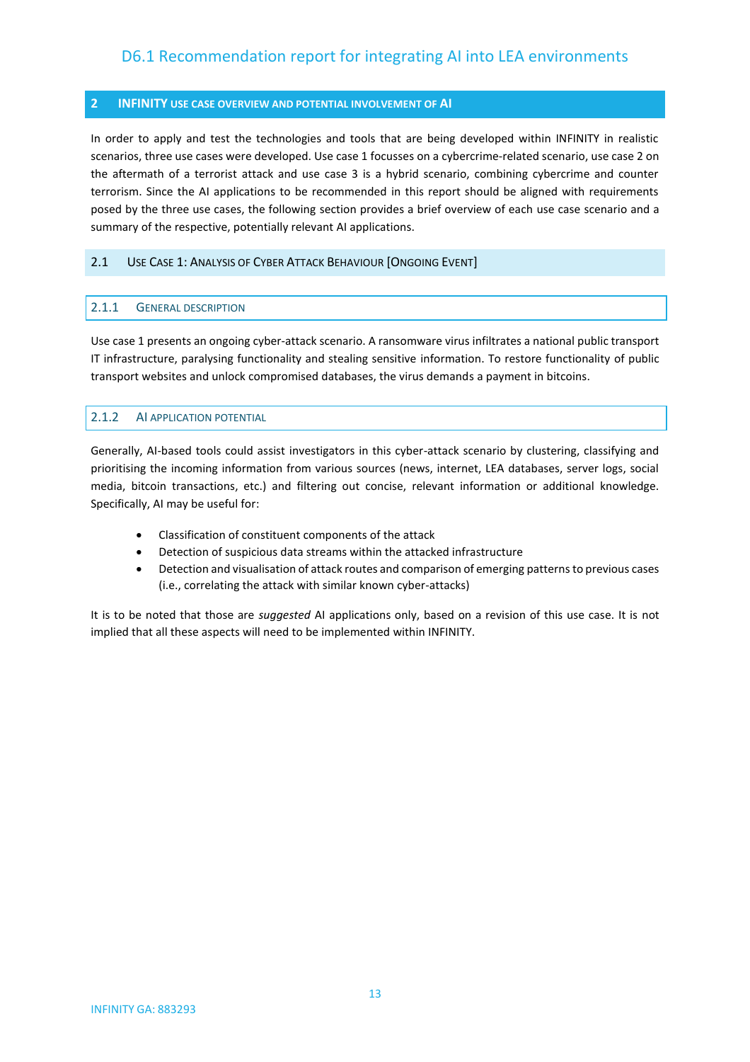# 2 INFINITY USE CASE OVERVIEW AND POTENTIAL INVOLVEMENT OF AI

In order to apply and test the technologies and tools that are being developed within INFINITY in realistic scenarios, three use cases were developed. Use case 1 focusses on a cybercrime-related scenario, use case 2 on the aftermath of a terrorist attack and use case 3 is a hybrid scenario, combining cybercrime and counter terrorism. Since the AI applications to be recommended in this report should be aligned with requirements posed by the three use cases, the following section provides a brief overview of each use case scenario and a summary of the respective, potentially relevant AI applications.

## 2.1 Use Case 1: Analysis of Cyber Attack Behaviour [Ongoing Event]

### 2.1.1 General description

Use case 1 presents an ongoing cyber-attack scenario. A ransomware virus infiltrates a national public transport IT infrastructure, paralysing functionality and stealing sensitive information. To restore functionality of public transport websites and unlock compromised databases, the virus demands a payment in bitcoins.

### 2.1.2 AI application potential

Generally, AI-based tools could assist investigators in this cyber-attack scenario by clustering, classifying and prioritising the incoming information from various sources (news, internet, LEA databases, server logs, social media, bitcoin transactions, etc.) and filtering out concise, relevant information or additional knowledge. Specifically, AI may be useful for:

- Classification of constituent components of the attack
- Detection of suspicious data streams within the attacked infrastructure
- Detection and visualisation of attack routes and comparison of emerging patterns to previous cases (i.e., correlating the attack with similar known cyber-attacks)

It is to be noted that those are *suggested* AI applications only, based on a revision of this use case. It is not implied that all these aspects will need to be implemented within INFINITY.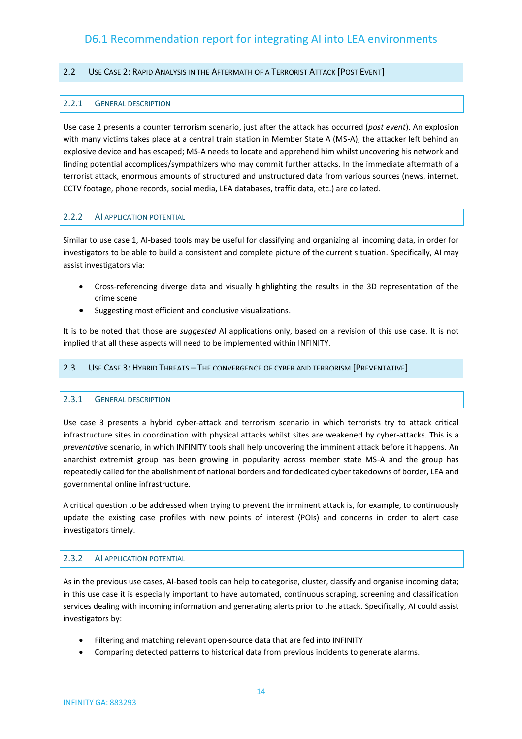## 2.2 Use Case 2: Rapid Analysis in the Aftermath of a Terrorist Attack [Post Event]

### 2.2.1 General Description

Use case 2 presents a counter terrorism scenario, just after the attack has occurred (*post event*). An explosion with many victims takes place at a central train station in Member State A (MS-A); the attacker left behind an explosive device and has escaped; MS-A needs to locate and apprehend him whilst uncovering his network and finding potential accomplices/sympathizers who may commit further attacks. In the immediate aftermath of a terrorist attack, enormous amounts of structured and unstructured data from various sources (news, internet, CCTV footage, phone records, social media, LEA databases, traffic data, etc.) are collated.

### 2.2.2 AI Application Potential

Similar to use case 1, AI-based tools may be useful for classifying and organizing all incoming data, in order for investigators to be able to build a consistent and complete picture of the current situation. Specifically, AI may assist investigators via:

- Cross-referencing diverge data and visually highlighting the results in the 3D representation of the crime scene
- Suggesting most efficient and conclusive visualizations.

It is to be noted that those are *suggested* AI applications only, based on a revision of this use case. It is not implied that all these aspects will need to be implemented within INFINITY.

## 2.3 Use Case 3: Hybrid Threats – The convergence of cyber and terrorism [Preventative]

### 2.3.1 General Description

Use case 3 presents a hybrid cyber-attack and terrorism scenario in which terrorists try to attack critical infrastructure sites in coordination with physical attacks whilst sites are weakened by cyber-attacks. This is a *preventative* scenario, in which INFINITY tools shall help uncovering the imminent attack before it happens. An anarchist extremist group has been growing in popularity across member state MS-A and the group has repeatedly called for the abolishment of national borders and for dedicated cyber takedowns of border, LEA and governmental online infrastructure.

A critical question to be addressed when trying to prevent the imminent attack is, for example, to continuously update the existing case profiles with new points of interest (POIs) and concerns in order to alert case investigators timely.

### 2.3.2 AI Application Potential

As in the previous use cases, AI-based tools can help to categorise, cluster, classify and organise incoming data; in this use case it is especially important to have automated, continuous scraping, screening and classification services dealing with incoming information and generating alerts prior to the attack. Specifically, AI could assist investigators by:

- Filtering and matching relevant open-source data that are fed into INFINITY
- Comparing detected patterns to historical data from previous incidents to generate alarms.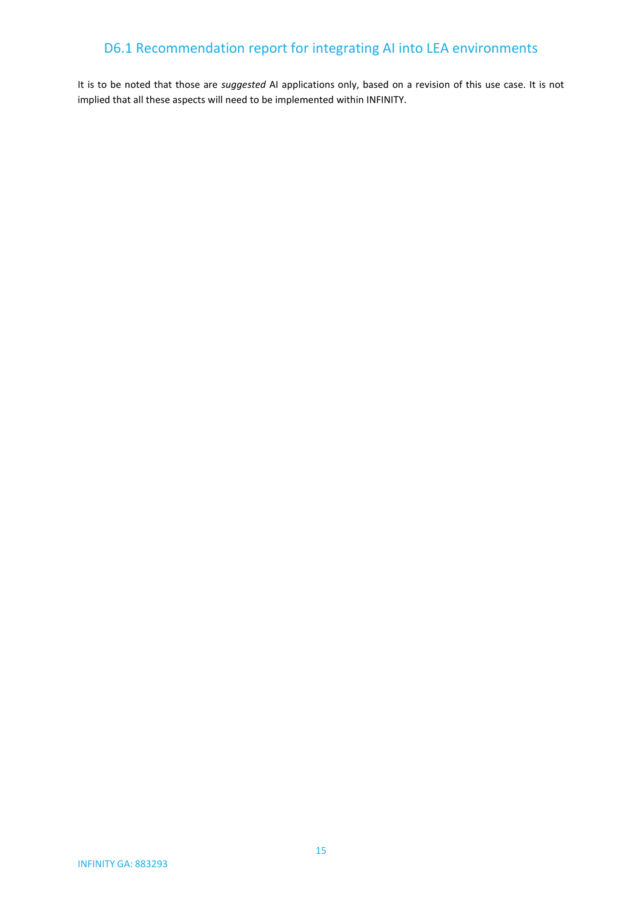It is to be noted that those are *suggested* AI applications only, based on a revision of this use case. It is not implied that all these aspects will need to be implemented within INFINITY.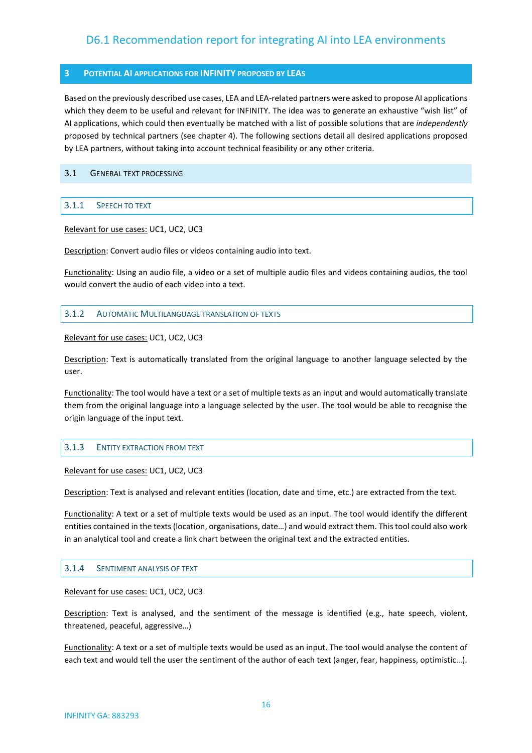## 3 Potential AI applications for INFINITY proposed by LEAs

Based on the previously described use cases, LEA and LEA-related partners were asked to propose AI applications which they deem to be useful and relevant for INFINITY. The idea was to generate an exhaustive "wish list" of AI applications, which could then eventually be matched with a list of possible solutions that are *independently* proposed by technical partners (see chapter 4). The following sections detail all desired applications proposed by LEA partners, without taking into account technical feasibility or any other criteria.

### 3.1 General text processing

#### 3.1.1 Speech to text

Relevant for use cases: UC1, UC2, UC3

Description: Convert audio files or videos containing audio into text.

Functionality: Using an audio file, a video or a set of multiple audio files and videos containing audios, the tool would convert the audio of each video into a text.

#### 3.1.2 Automatic Multilanguage translation of texts

Relevant for use cases: UC1, UC2, UC3

Description: Text is automatically translated from the original language to another language selected by the user.

Functionality: The tool would have a text or a set of multiple texts as an input and would automatically translate them from the original language into a language selected by the user. The tool would be able to recognise the origin language of the input text.

#### 3.1.3 Entity extraction from text

Relevant for use cases: UC1, UC2, UC3

Description: Text is analysed and relevant entities (location, date and time, etc.) are extracted from the text.

Functionality: A text or a set of multiple texts would be used as an input. The tool would identify the different entities contained in the texts (location, organisations, date…) and would extract them. This tool could also work in an analytical tool and create a link chart between the original text and the extracted entities.

#### 3.1.4 Sentiment analysis of text

Relevant for use cases: UC1, UC2, UC3

Description: Text is analysed, and the sentiment of the message is identified (e.g., hate speech, violent, threatened, peaceful, aggressive…)

Functionality: A text or a set of multiple texts would be used as an input. The tool would analyse the content of each text and would tell the user the sentiment of the author of each text (anger, fear, happiness, optimistic…).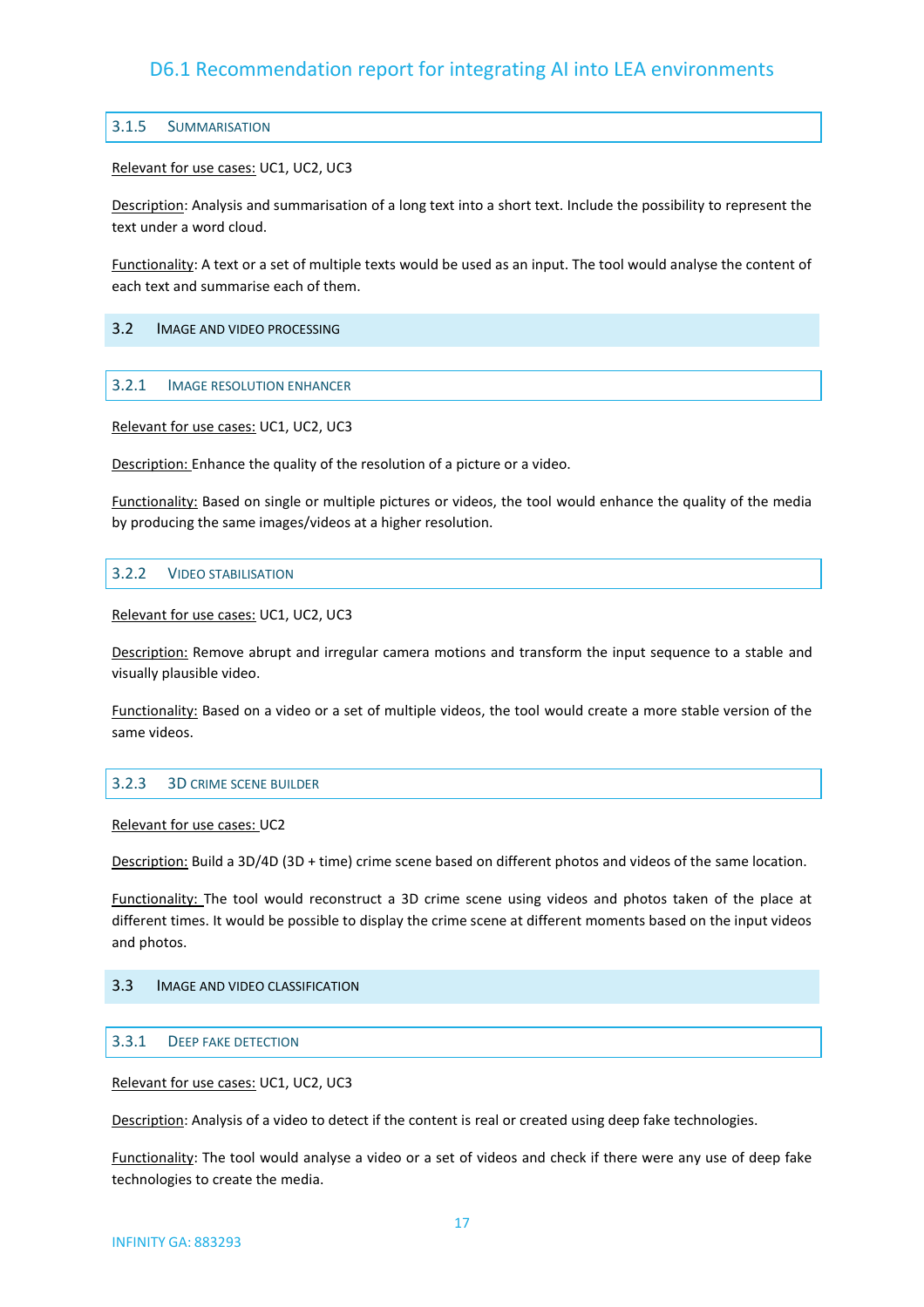### 3.1.5 Summarisation

Relevant for use cases: UC1, UC2, UC3

Description: Analysis and summarisation of a long text into a short text. Include the possibility to represent the text under a word cloud.

Functionality: A text or a set of multiple texts would be used as an input. The tool would analyse the content of each text and summarise each of them.

## 3.2 Image and video processing

### 3.2.1 Image resolution enhancer

Relevant for use cases: UC1, UC2, UC3

Description: Enhance the quality of the resolution of a picture or a video.

Functionality: Based on single or multiple pictures or videos, the tool would enhance the quality of the media by producing the same images/videos at a higher resolution.

### 3.2.2 Video stabilisation

Relevant for use cases: UC1, UC2, UC3

Description: Remove abrupt and irregular camera motions and transform the input sequence to a stable and visually plausible video.

Functionality: Based on a video or a set of multiple videos, the tool would create a more stable version of the same videos.

### 3.2.3 3D crime scene builder

Relevant for use cases: UC2

Description: Build a 3D/4D (3D + time) crime scene based on different photos and videos of the same location.

Functionality: The tool would reconstruct a 3D crime scene using videos and photos taken of the place at different times. It would be possible to display the crime scene at different moments based on the input videos and photos.

## 3.3 Image and video classification

### 3.3.1 Deep fake detection

Relevant for use cases: UC1, UC2, UC3

Description: Analysis of a video to detect if the content is real or created using deep fake technologies.

Functionality: The tool would analyse a video or a set of videos and check if there were any use of deep fake technologies to create the media.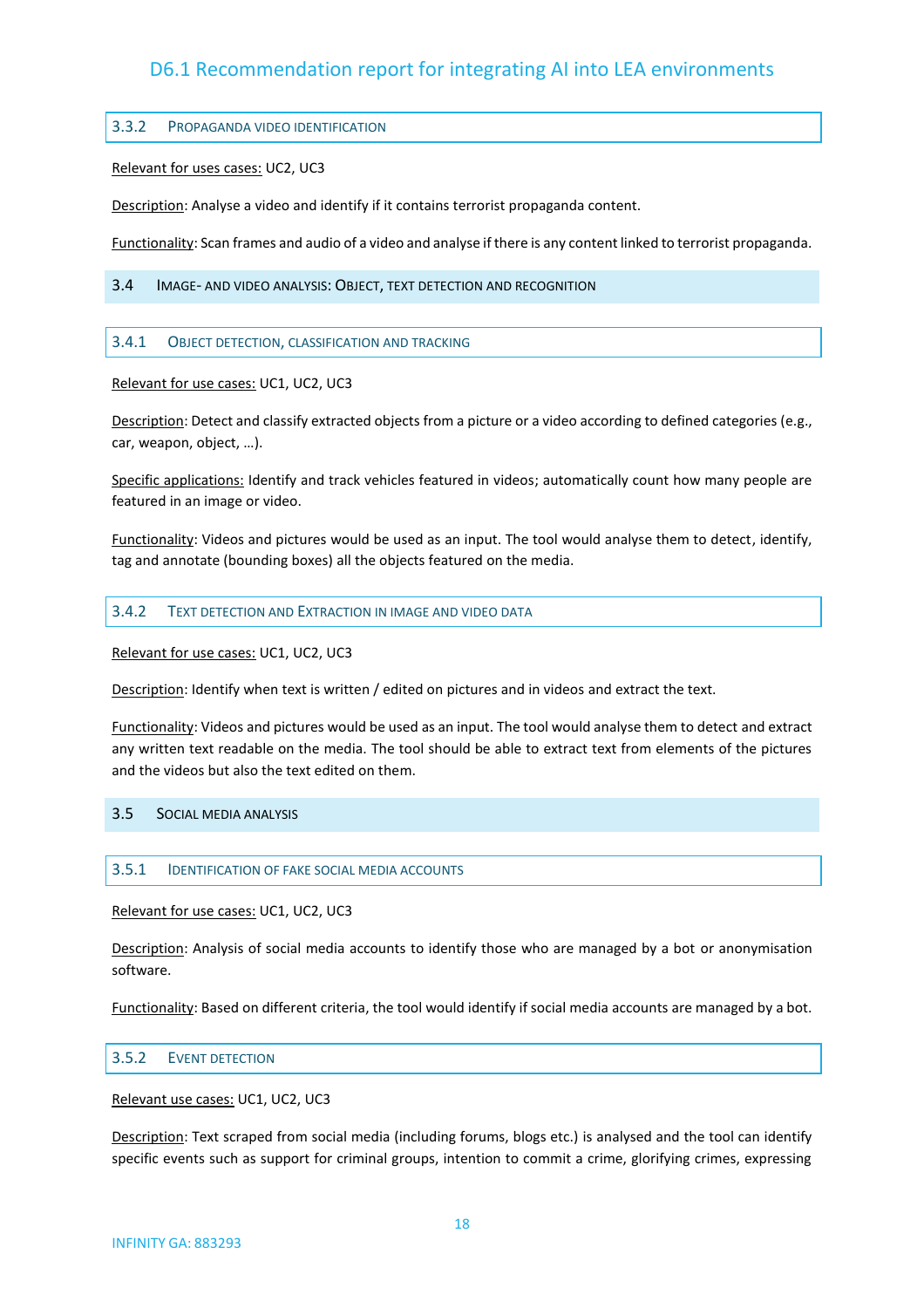#### 3.3.2 Propaganda video identification

Relevant for uses cases: UC2, UC3

Description: Analyse a video and identify if it contains terrorist propaganda content.

Functionality: Scan frames and audio of a video and analyse if there is any content linked to terrorist propaganda.

### 3.4 Image- and video analysis: Object, text detection and recognition

#### 3.4.1 Object detection, classification and tracking

Relevant for use cases: UC1, UC2, UC3

Description: Detect and classify extracted objects from a picture or a video according to defined categories (e.g., car, weapon, object, …).

Specific applications: Identify and track vehicles featured in videos; automatically count how many people are featured in an image or video.

Functionality: Videos and pictures would be used as an input. The tool would analyse them to detect, identify, tag and annotate (bounding boxes) all the objects featured on the media.

#### 3.4.2 Text detection and Extraction in image and video data

Relevant for use cases: UC1, UC2, UC3

Description: Identify when text is written / edited on pictures and in videos and extract the text.

Functionality: Videos and pictures would be used as an input. The tool would analyse them to detect and extract any written text readable on the media. The tool should be able to extract text from elements of the pictures and the videos but also the text edited on them.

### 3.5 Social media analysis

#### 3.5.1 Identification of fake social media accounts

Relevant for use cases: UC1, UC2, UC3

Description: Analysis of social media accounts to identify those who are managed by a bot or anonymisation software.

Functionality: Based on different criteria, the tool would identify if social media accounts are managed by a bot.

#### 3.5.2 Event detection

Relevant use cases: UC1, UC2, UC3

Description: Text scraped from social media (including forums, blogs etc.) is analysed and the tool can identify specific events such as support for criminal groups, intention to commit a crime, glorifying crimes, expressing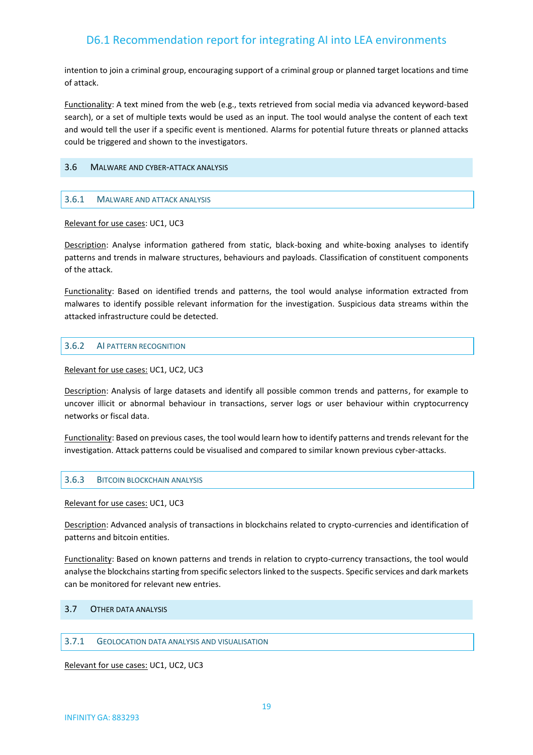intention to join a criminal group, encouraging support of a criminal group or planned target locations and time of attack.

Functionality: A text mined from the web (e.g., texts retrieved from social media via advanced keyword-based search), or a set of multiple texts would be used as an input. The tool would analyse the content of each text and would tell the user if a specific event is mentioned. Alarms for potential future threats or planned attacks could be triggered and shown to the investigators.

## 3.6 Malware and cyber-attack analysis

### 3.6.1 Malware and attack analysis

Relevant for use cases: UC1, UC3

Description: Analyse information gathered from static, black-boxing and white-boxing analyses to identify patterns and trends in malware structures, behaviours and payloads. Classification of constituent components of the attack.

Functionality: Based on identified trends and patterns, the tool would analyse information extracted from malwares to identify possible relevant information for the investigation. Suspicious data streams within the attacked infrastructure could be detected.

### 3.6.2 AI pattern recognition

Relevant for use cases: UC1, UC2, UC3

Description: Analysis of large datasets and identify all possible common trends and patterns, for example to uncover illicit or abnormal behaviour in transactions, server logs or user behaviour within cryptocurrency networks or fiscal data.

Functionality: Based on previous cases, the tool would learn how to identify patterns and trends relevant for the investigation. Attack patterns could be visualised and compared to similar known previous cyber-attacks.

### 3.6.3 Bitcoin blockchain analysis

Relevant for use cases: UC1, UC3

Description: Advanced analysis of transactions in blockchains related to crypto-currencies and identification of patterns and bitcoin entities.

Functionality: Based on known patterns and trends in relation to crypto-currency transactions, the tool would analyse the blockchains starting from specific selectors linked to the suspects. Specific services and dark markets can be monitored for relevant new entries.

## 3.7 Other data analysis

### 3.7.1 Geolocation data analysis and visualisation

Relevant for use cases: UC1, UC2, UC3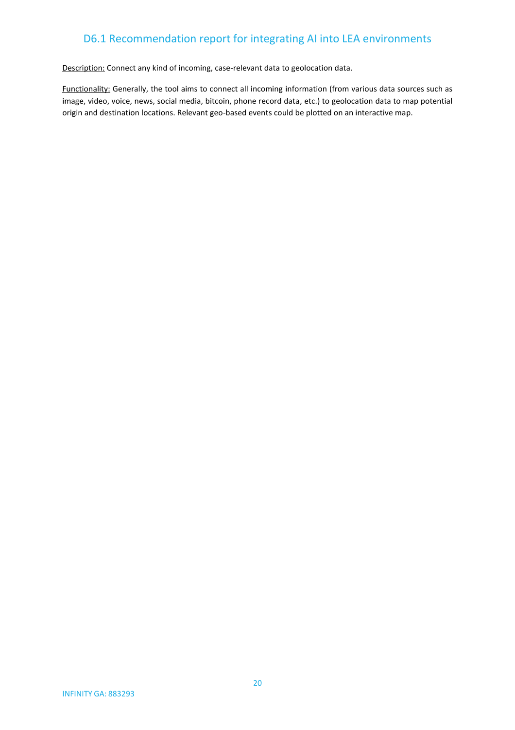Description: Connect any kind of incoming, case-relevant data to geolocation data.

Functionality: Generally, the tool aims to connect all incoming information (from various data sources such as image, video, voice, news, social media, bitcoin, phone record data, etc.) to geolocation data to map potential origin and destination locations. Relevant geo-based events could be plotted on an interactive map.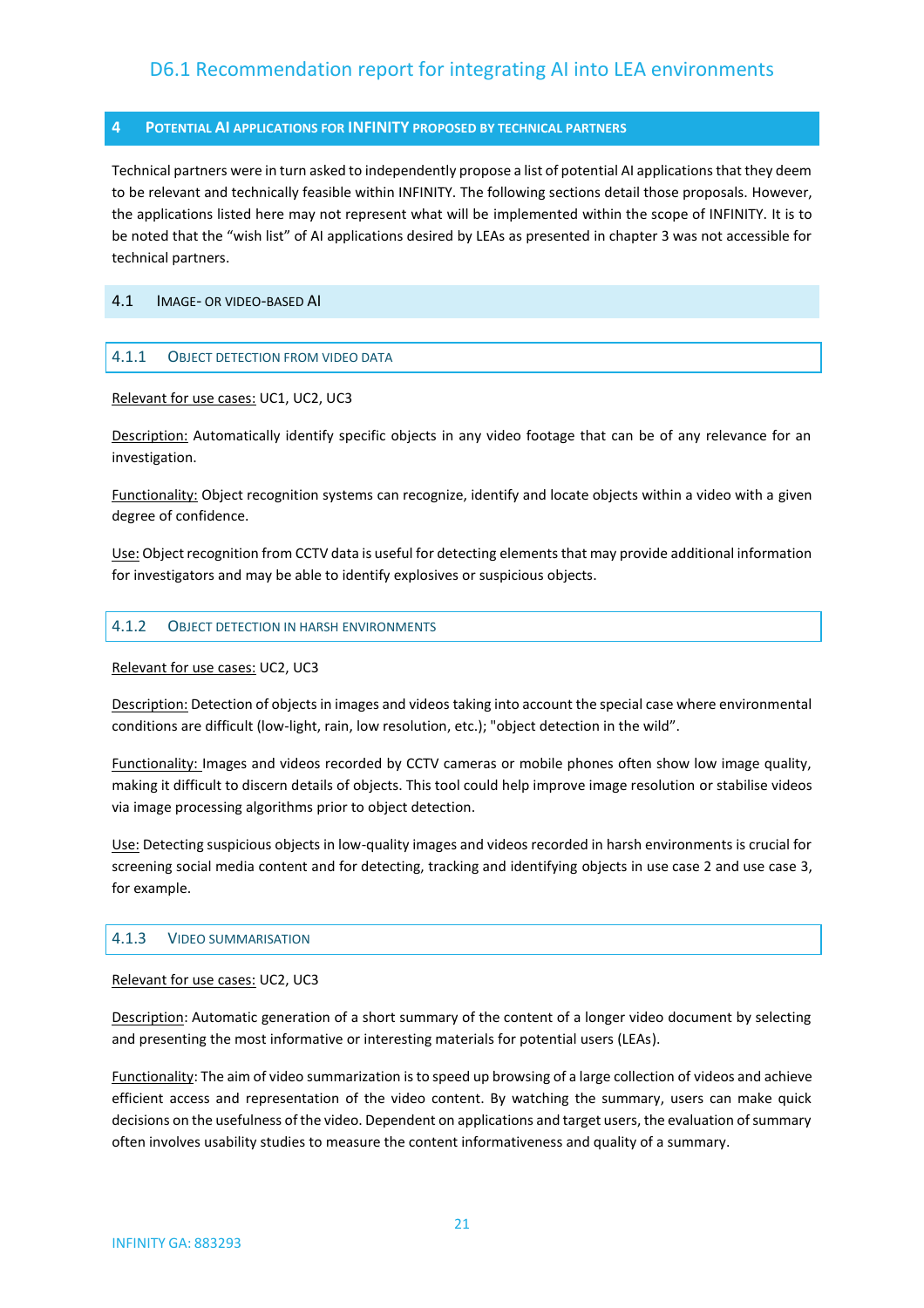# 4 POTENTIAL AI APPLICATIONS FOR INFINITY PROPOSED BY TECHNICAL PARTNERS

Technical partners were in turn asked to independently propose a list of potential AI applications that they deem to be relevant and technically feasible within INFINITY. The following sections detail those proposals. However, the applications listed here may not represent what will be implemented within the scope of INFINITY. It is to be noted that the "wish list" of AI applications desired by LEAs as presented in chapter 3 was not accessible for technical partners.

## 4.1 IMAGE- OR VIDEO-BASED AI

### 4.1.1 OBJECT DETECTION FROM VIDEO DATA

Relevant for use cases: UC1, UC2, UC3

Description: Automatically identify specific objects in any video footage that can be of any relevance for an investigation.

Functionality: Object recognition systems can recognize, identify and locate objects within a video with a given degree of confidence.

Use: Object recognition from CCTV data is useful for detecting elements that may provide additional information for investigators and may be able to identify explosives or suspicious objects.

### 4.1.2 OBJECT DETECTION IN HARSH ENVIRONMENTS

Relevant for use cases: UC2, UC3

Description: Detection of objects in images and videos taking into account the special case where environmental conditions are difficult (low-light, rain, low resolution, etc.); "object detection in the wild".

Functionality: Images and videos recorded by CCTV cameras or mobile phones often show low image quality, making it difficult to discern details of objects. This tool could help improve image resolution or stabilise videos via image processing algorithms prior to object detection.

Use: Detecting suspicious objects in low-quality images and videos recorded in harsh environments is crucial for screening social media content and for detecting, tracking and identifying objects in use case 2 and use case 3, for example.

### 4.1.3 VIDEO SUMMARISATION

Relevant for use cases: UC2, UC3

Description: Automatic generation of a short summary of the content of a longer video document by selecting and presenting the most informative or interesting materials for potential users (LEAs).

Functionality: The aim of video summarization is to speed up browsing of a large collection of videos and achieve efficient access and representation of the video content. By watching the summary, users can make quick decisions on the usefulness of the video. Dependent on applications and target users, the evaluation of summary often involves usability studies to measure the content informativeness and quality of a summary.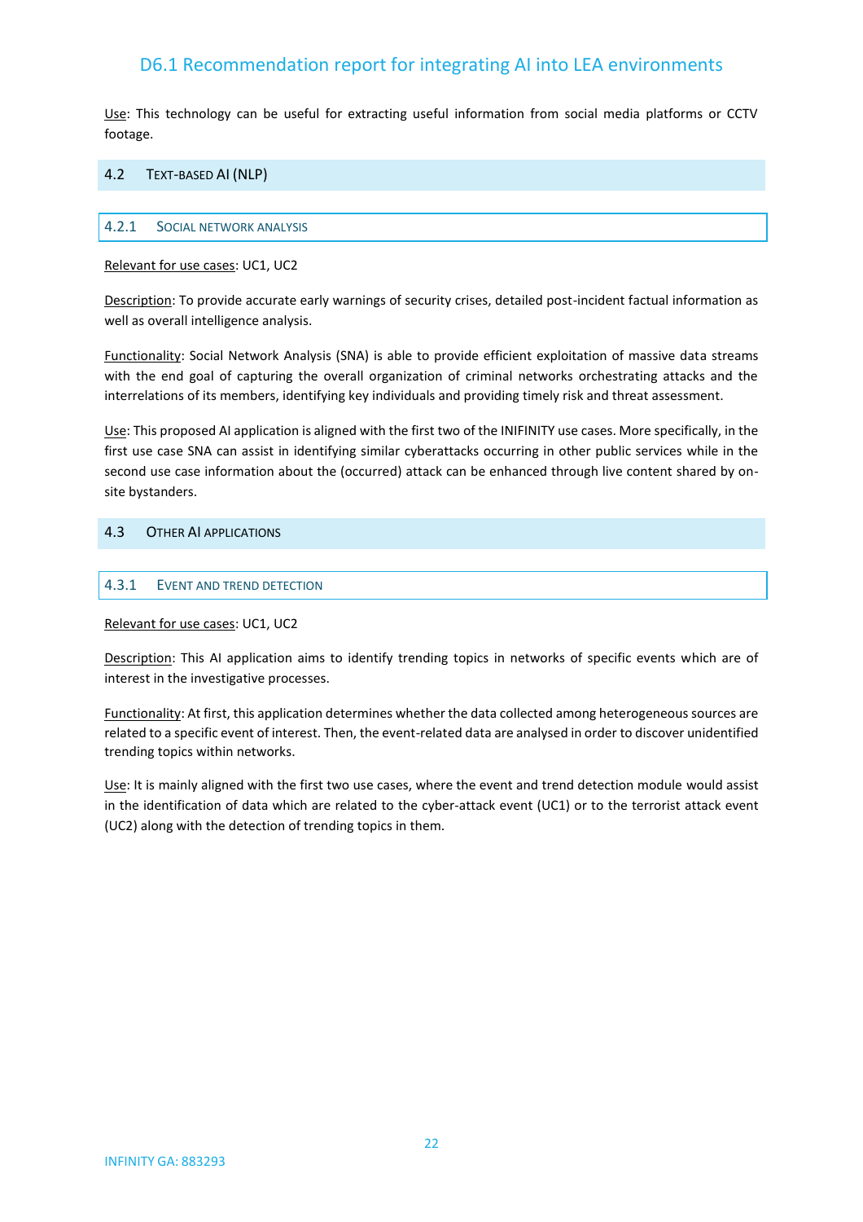Use: This technology can be useful for extracting useful information from social media platforms or CCTV footage.

## 4.2 Text-based AI (NLP)

### 4.2.1 Social network analysis

Relevant for use cases: UC1, UC2

Description: To provide accurate early warnings of security crises, detailed post-incident factual information as well as overall intelligence analysis.

Functionality: Social Network Analysis (SNA) is able to provide efficient exploitation of massive data streams with the end goal of capturing the overall organization of criminal networks orchestrating attacks and the interrelations of its members, identifying key individuals and providing timely risk and threat assessment.

Use: This proposed AI application is aligned with the first two of the INIFINITY use cases. More specifically, in the first use case SNA can assist in identifying similar cyberattacks occurring in other public services while in the second use case information about the (occurred) attack can be enhanced through live content shared by on-site bystanders.

## 4.3 Other AI applications

### 4.3.1 Event and trend detection

Relevant for use cases: UC1, UC2

Description: This AI application aims to identify trending topics in networks of specific events which are of interest in the investigative processes.

Functionality: At first, this application determines whether the data collected among heterogeneous sources are related to a specific event of interest. Then, the event-related data are analysed in order to discover unidentified trending topics within networks.

Use: It is mainly aligned with the first two use cases, where the event and trend detection module would assist in the identification of data which are related to the cyber-attack event (UC1) or to the terrorist attack event (UC2) along with the detection of trending topics in them.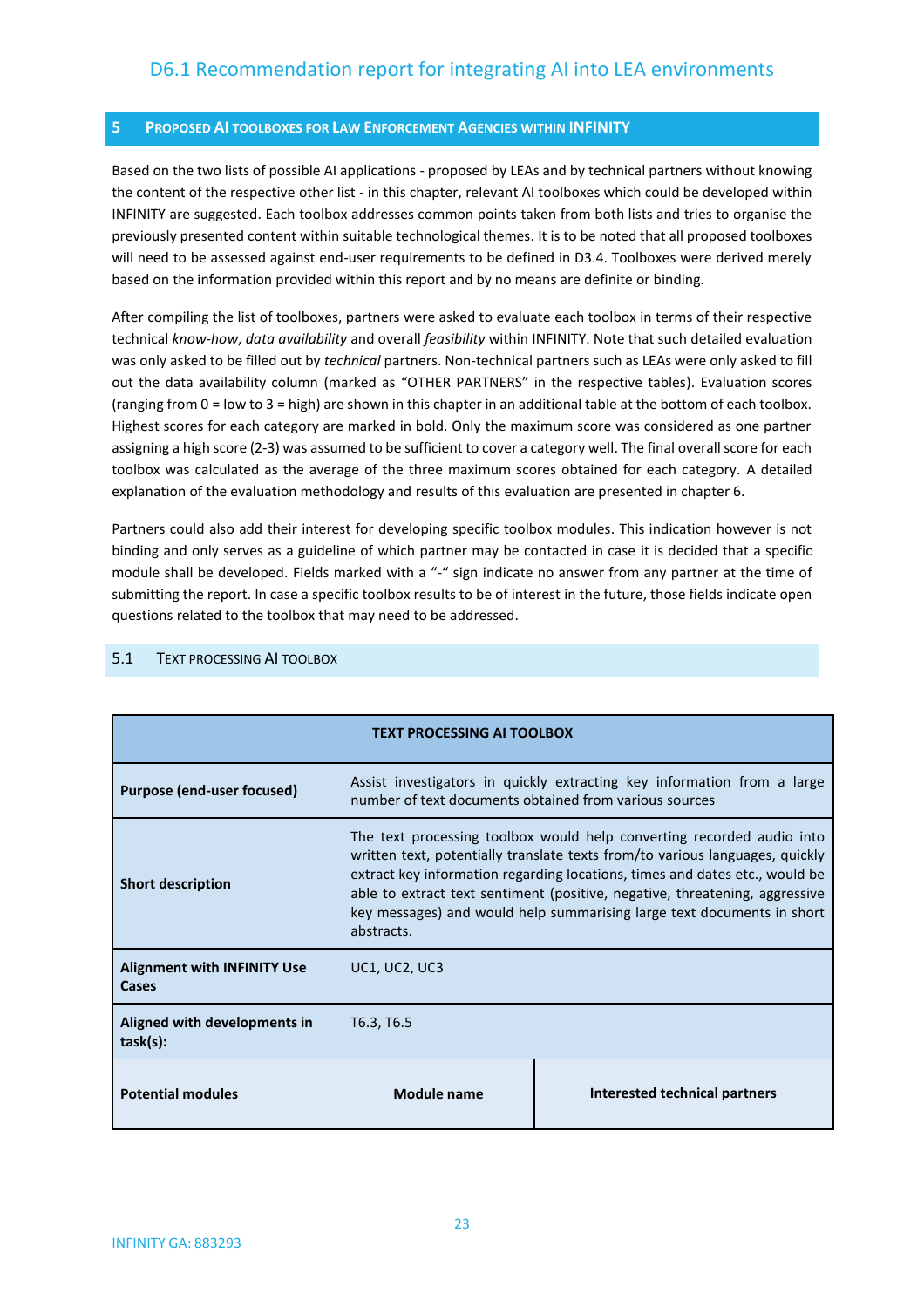## 5 PROPOSED AI TOOLBOXES FOR LAW ENFORCEMENT AGENCIES WITHIN INFINITY

Based on the two lists of possible AI applications - proposed by LEAs and by technical partners without knowing the content of the respective other list - in this chapter, relevant AI toolboxes which could be developed within INFINITY are suggested. Each toolbox addresses common points taken from both lists and tries to organise the previously presented content within suitable technological themes. It is to be noted that all proposed toolboxes will need to be assessed against end-user requirements to be defined in D3.4. Toolboxes were derived merely based on the information provided within this report and by no means are definite or binding.

After compiling the list of toolboxes, partners were asked to evaluate each toolbox in terms of their respective technical *know-how*, *data availability* and overall *feasibility* within INFINITY. Note that such detailed evaluation was only asked to be filled out by *technical* partners. Non-technical partners such as LEAs were only asked to fill out the data availability column (marked as "OTHER PARTNERS" in the respective tables). Evaluation scores (ranging from 0 = low to 3 = high) are shown in this chapter in an additional table at the bottom of each toolbox. Highest scores for each category are marked in bold. Only the maximum score was considered as one partner assigning a high score (2-3) was assumed to be sufficient to cover a category well. The final overall score for each toolbox was calculated as the average of the three maximum scores obtained for each category. A detailed explanation of the evaluation methodology and results of this evaluation are presented in chapter 6.

Partners could also add their interest for developing specific toolbox modules. This indication however is not binding and only serves as a guideline of which partner may be contacted in case it is decided that a specific module shall be developed. Fields marked with a "-" sign indicate no answer from any partner at the time of submitting the report. In case a specific toolbox results to be of interest in the future, those fields indicate open questions related to the toolbox that may need to be addressed.

### 5.1 TEXT PROCESSING AI TOOLBOX

| TEXT PROCESSING AI TOOLBOX | | |
|---|---|---|
| **Purpose (end-user focused)** | Assist investigators in quickly extracting key information from a large number of text documents obtained from various sources | |
| **Short description** | The text processing toolbox would help converting recorded audio into written text, potentially translate texts from/to various languages, quickly extract key information regarding locations, times and dates etc., would be able to extract text sentiment (positive, negative, threatening, aggressive key messages) and would help summarising large text documents in short abstracts. | |
| **Alignment with INFINITY Use Cases** | UC1, UC2, UC3 | |
| **Aligned with developments in task(s):** | T6.3, T6.5 | |
| **Potential modules** | **Module name** | **Interested technical partners** |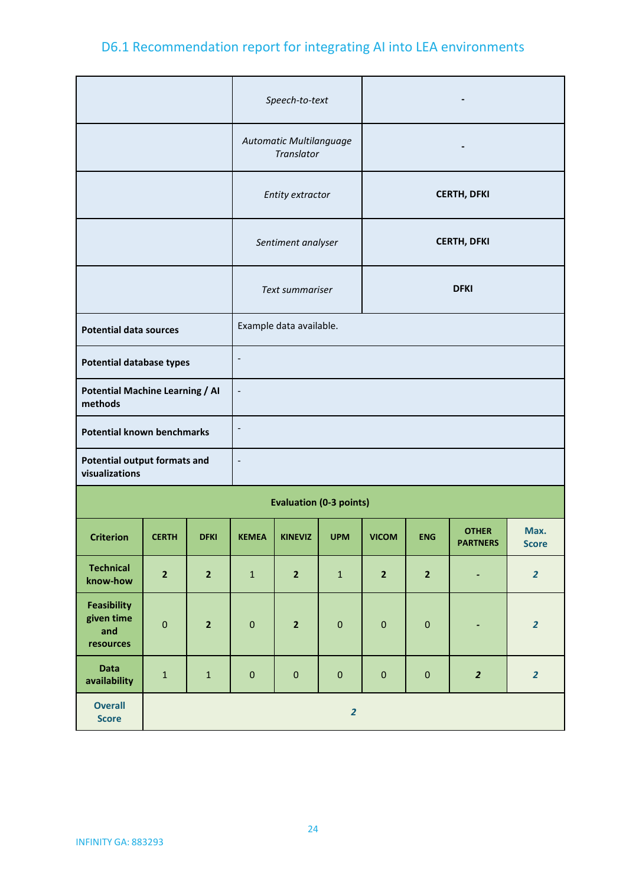| | | |
|---|---|---|
| | *Speech-to-text* | **-** |
| | *Automatic Multilanguage Translator* | **-** |
| | *Entity extractor* | **CERTH, DFKI** |
| | *Sentiment analyser* | **CERTH, DFKI** |
| | *Text summariser* | **DFKI** |
| **Potential data sources** | Example data available. | |
| **Potential database types** | - | |
| **Potential Machine Learning / AI methods** | - | |
| **Potential known benchmarks** | - | |
| **Potential output formats and visualizations** | - | |

**Evaluation (0-3 points)**

| Criterion | CERTH | DFKI | KEMEA | KINEVIZ | UPM | VICOM | ENG | OTHER PARTNERS | Max. Score |
|---|---|---|---|---|---|---|---|---|---|
| **Technical know-how** | **2** | **2** | 1 | **2** | 1 | **2** | **2** | **-** | ***2*** |
| **Feasibility given time and resources** | 0 | **2** | 0 | **2** | 0 | 0 | 0 | **-** | ***2*** |
| **Data availability** | 1 | 1 | 0 | 0 | 0 | 0 | 0 | ***2*** | ***2*** |
| **Overall Score** | ***2*** | | | | | | | | |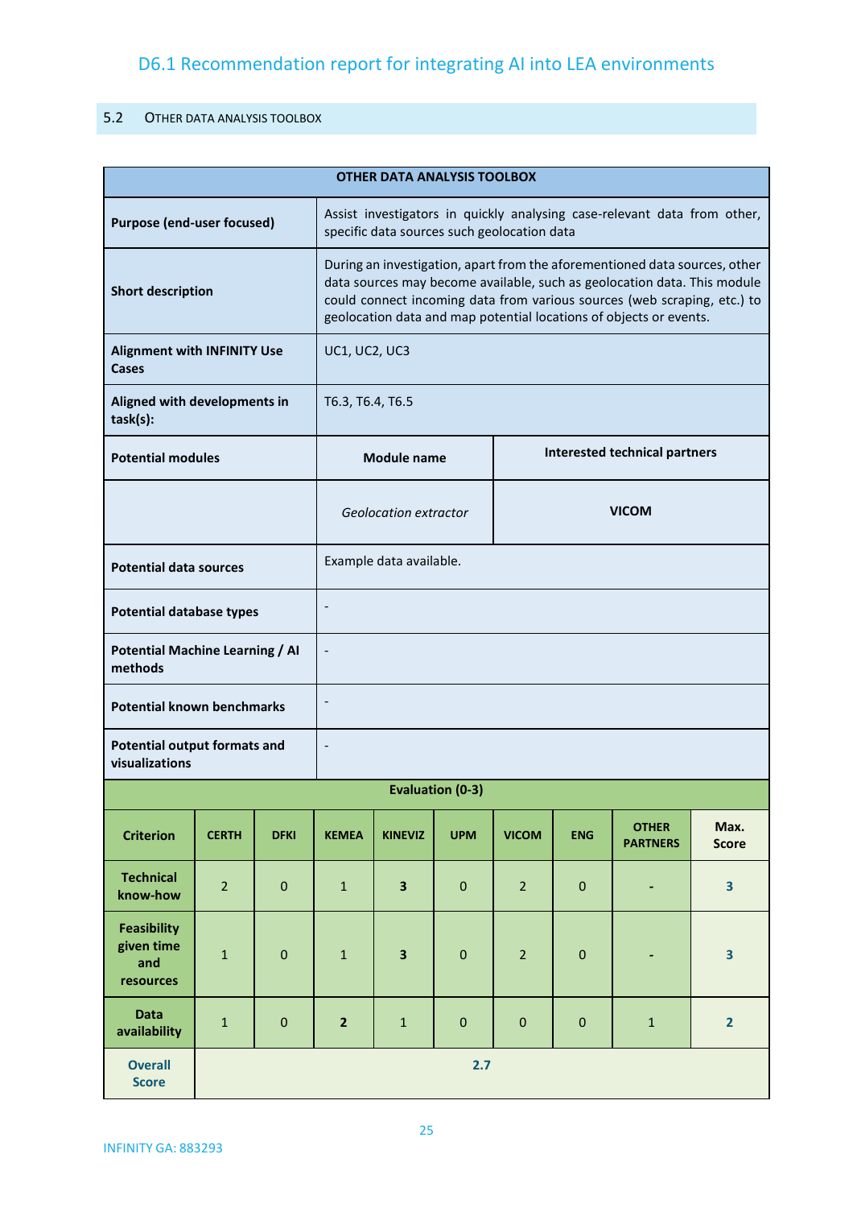## 5.2 Other Data Analysis Toolbox

| OTHER DATA ANALYSIS TOOLBOX | | |
|---|---|---|
| **Purpose (end-user focused)** | Assist investigators in quickly analysing case-relevant data from other, specific data sources such geolocation data | |
| **Short description** | During an investigation, apart from the aforementioned data sources, other data sources may become available, such as geolocation data. This module could connect incoming data from various sources (web scraping, etc.) to geolocation data and map potential locations of objects or events. | |
| **Alignment with INFINITY Use Cases** | UC1, UC2, UC3 | |
| **Aligned with developments in task(s):** | T6.3, T6.4, T6.5 | |
| **Potential modules** | **Module name** | **Interested technical partners** |
| | *Geolocation extractor* | **VICOM** |
| **Potential data sources** | Example data available. | |
| **Potential database types** | - | |
| **Potential Machine Learning / AI methods** | - | |
| **Potential known benchmarks** | - | |
| **Potential output formats and visualizations** | - | |

**Evaluation (0-3)**

| Criterion | CERTH | DFKI | KEMEA | KINEVIZ | UPM | VICOM | ENG | OTHER PARTNERS | Max. Score |
|---|---|---|---|---|---|---|---|---|---|
| **Technical know-how** | 2 | 0 | 1 | **3** | 0 | 2 | 0 | - | **3** |
| **Feasibility given time and resources** | 1 | 0 | 1 | **3** | 0 | 2 | 0 | - | **3** |
| **Data availability** | 1 | 0 | **2** | 1 | 0 | 0 | 0 | 1 | **2** |
| **Overall Score** | **2.7** | | | | | | | | |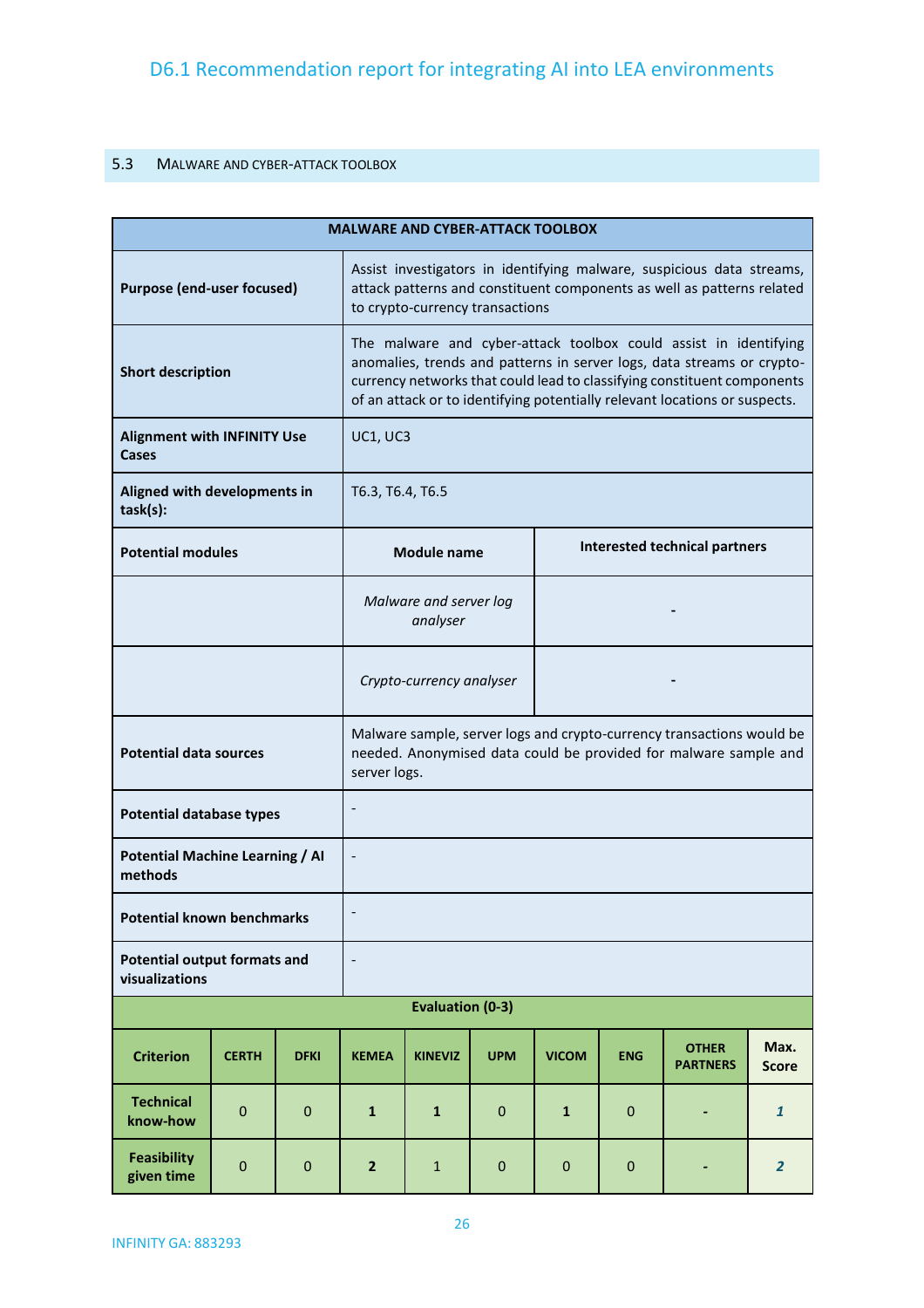## 5.3 Malware and cyber-attack toolbox

| MALWARE AND CYBER-ATTACK TOOLBOX | | |
|---|---|---|
| **Purpose (end-user focused)** | Assist investigators in identifying malware, suspicious data streams, attack patterns and constituent components as well as patterns related to crypto-currency transactions | |
| **Short description** | The malware and cyber-attack toolbox could assist in identifying anomalies, trends and patterns in server logs, data streams or crypto-currency networks that could lead to classifying constituent components of an attack or to identifying potentially relevant locations or suspects. | |
| **Alignment with INFINITY Use Cases** | UC1, UC3 | |
| **Aligned with developments in task(s):** | T6.3, T6.4, T6.5 | |
| **Potential modules** | **Module name** | **Interested technical partners** |
| | *Malware and server log analyser* | - |
| | *Crypto-currency analyser* | - |
| **Potential data sources** | Malware sample, server logs and crypto-currency transactions would be needed. Anonymised data could be provided for malware sample and server logs. | |
| **Potential database types** | - | |
| **Potential Machine Learning / AI methods** | - | |
| **Potential known benchmarks** | - | |
| **Potential output formats and visualizations** | - | |

**Evaluation (0-3)**

| Criterion | CERTH | DFKI | KEMEA | KINEVIZ | UPM | VICOM | ENG | OTHER PARTNERS | Max. Score |
|---|---|---|---|---|---|---|---|---|---|
| **Technical know-how** | 0 | 0 | **1** | **1** | 0 | **1** | 0 | - | ***1*** |
| **Feasibility given time** | 0 | 0 | **2** | 1 | 0 | 0 | 0 | - | ***2*** |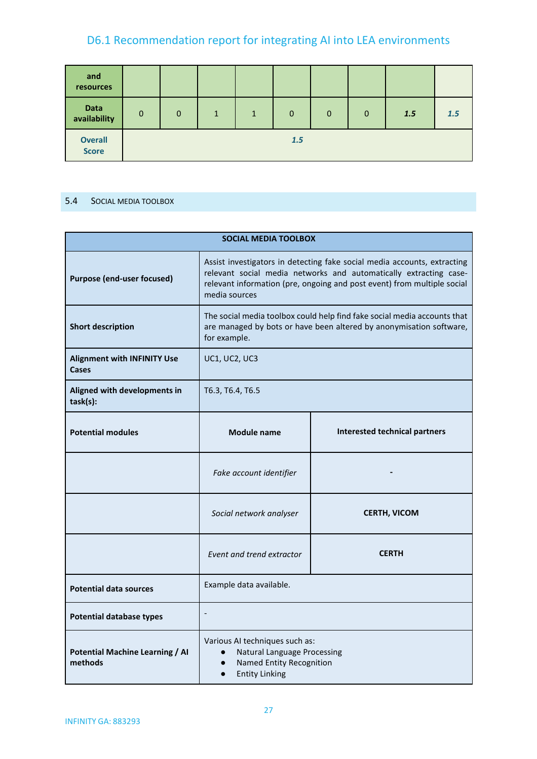| and resources | | | | | | | | | |
|---|---|---|---|---|---|---|---|---|---|
| Data availability | 0 | 0 | 1 | 1 | 0 | 0 | 0 | ***1.5*** | ***1.5*** |
| **Overall Score** | ***1.5*** | | | | | | | | |

## 5.4 Social media toolbox

| SOCIAL MEDIA TOOLBOX | | |
|---|---|---|
| **Purpose (end-user focused)** | Assist investigators in detecting fake social media accounts, extracting relevant social media networks and automatically extracting case-relevant information (pre, ongoing and post event) from multiple social media sources | |
| **Short description** | The social media toolbox could help find fake social media accounts that are managed by bots or have been altered by anonymisation software, for example. | |
| **Alignment with INFINITY Use Cases** | UC1, UC2, UC3 | |
| **Aligned with developments in task(s):** | T6.3, T6.4, T6.5 | |
| **Potential modules** | **Module name** | **Interested technical partners** |
| | *Fake account identifier* | **-** |
| | *Social network analyser* | **CERTH, VICOM** |
| | *Event and trend extractor* | **CERTH** |
| **Potential data sources** | Example data available. | |
| **Potential database types** | - | |
| **Potential Machine Learning / AI methods** | Various AI techniques such as:<br>● Natural Language Processing<br>● Named Entity Recognition<br>● Entity Linking | |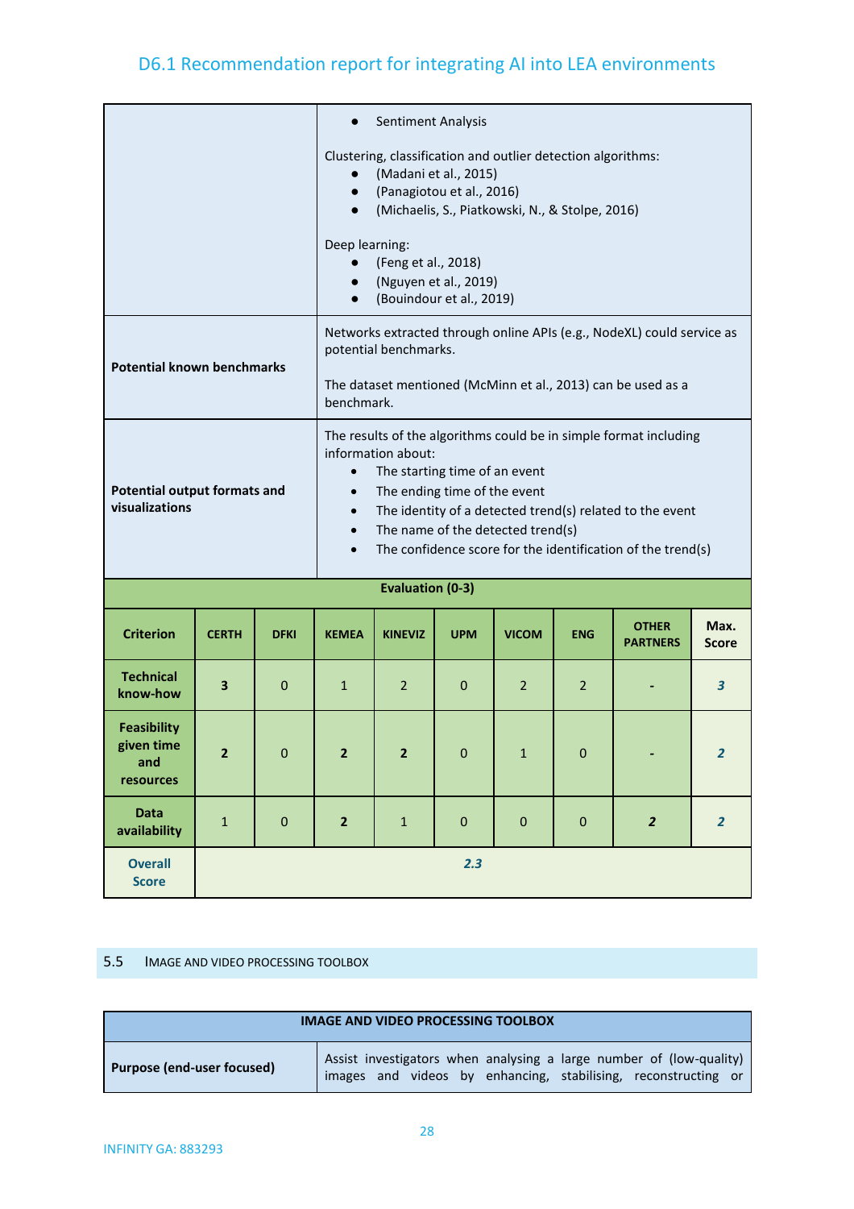| | |
|---|---|
| | • Sentiment Analysis<br><br>Clustering, classification and outlier detection algorithms:<br>• (Madani et al., 2015)<br>• (Panagiotou et al., 2016)<br>• (Michaelis, S., Piatkowski, N., & Stolpe, 2016)<br><br>Deep learning:<br>• (Feng et al., 2018)<br>• (Nguyen et al., 2019)<br>• (Bouindour et al., 2019) |
| **Potential known benchmarks** | Networks extracted through online APIs (e.g., NodeXL) could service as potential benchmarks.<br><br>The dataset mentioned (McMinn et al., 2013) can be used as a benchmark. |
| **Potential output formats and visualizations** | The results of the algorithms could be in simple format including information about:<br>• The starting time of an event<br>• The ending time of the event<br>• The identity of a detected trend(s) related to the event<br>• The name of the detected trend(s)<br>• The confidence score for the identification of the trend(s) |

**Evaluation (0-3)**

| Criterion | CERTH | DFKI | KEMEA | KINEVIZ | UPM | VICOM | ENG | OTHER PARTNERS | Max. Score |
|---|---|---|---|---|---|---|---|---|---|
| **Technical know-how** | **3** | 0 | 1 | 2 | 0 | 2 | 2 | - | ***3*** |
| **Feasibility given time and resources** | **2** | 0 | **2** | **2** | 0 | 1 | 0 | - | ***2*** |
| **Data availability** | 1 | 0 | **2** | 1 | 0 | 0 | 0 | ***2*** | ***2*** |
| **Overall Score** | ***2.3*** | | | | | | | | |

## 5.5 Image and Video Processing Toolbox

| **IMAGE AND VIDEO PROCESSING TOOLBOX** | |
|---|---|
| **Purpose (end-user focused)** | Assist investigators when analysing a large number of (low-quality) images and videos by enhancing, stabilising, reconstructing or |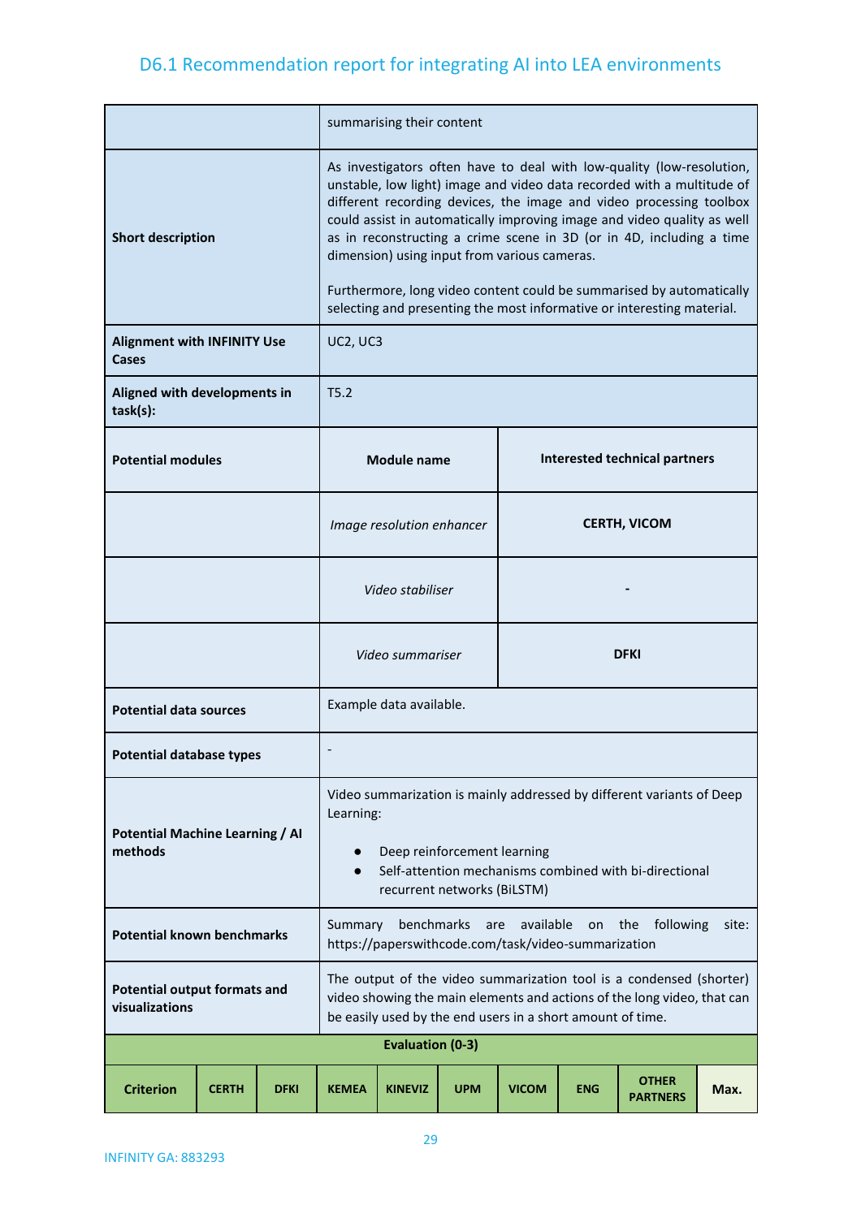| | | |
|---|---|---|
| | summarising their content | |
| **Short description** | As investigators often have to deal with low-quality (low-resolution, unstable, low light) image and video data recorded with a multitude of different recording devices, the image and video processing toolbox could assist in automatically improving image and video quality as well as in reconstructing a crime scene in 3D (or in 4D, including a time dimension) using input from various cameras.<br><br>Furthermore, long video content could be summarised by automatically selecting and presenting the most informative or interesting material. | |
| **Alignment with INFINITY Use Cases** | UC2, UC3 | |
| **Aligned with developments in task(s):** | T5.2 | |
| **Potential modules** | **Module name** | **Interested technical partners** |
| | *Image resolution enhancer* | **CERTH, VICOM** |
| | *Video stabiliser* | **-** |
| | *Video summariser* | **DFKI** |
| **Potential data sources** | Example data available. | |
| **Potential database types** | - | |
| **Potential Machine Learning / AI methods** | Video summarization is mainly addressed by different variants of Deep Learning:<br><br>● Deep reinforcement learning<br>● Self-attention mechanisms combined with bi-directional recurrent networks (BiLSTM) | |
| **Potential known benchmarks** | Summary benchmarks are available on the following site: https://paperswithcode.com/task/video-summarization | |
| **Potential output formats and visualizations** | The output of the video summarization tool is a condensed (shorter) video showing the main elements and actions of the long video, that can be easily used by the end users in a short amount of time. | |

| **Evaluation (0-3)** | | | | | | | | | |
|---|---|---|---|---|---|---|---|---|---|
| **Criterion** | **CERTH** | **DFKI** | **KEMEA** | **KINEVIZ** | **UPM** | **VICOM** | **ENG** | **OTHER PARTNERS** | **Max.** |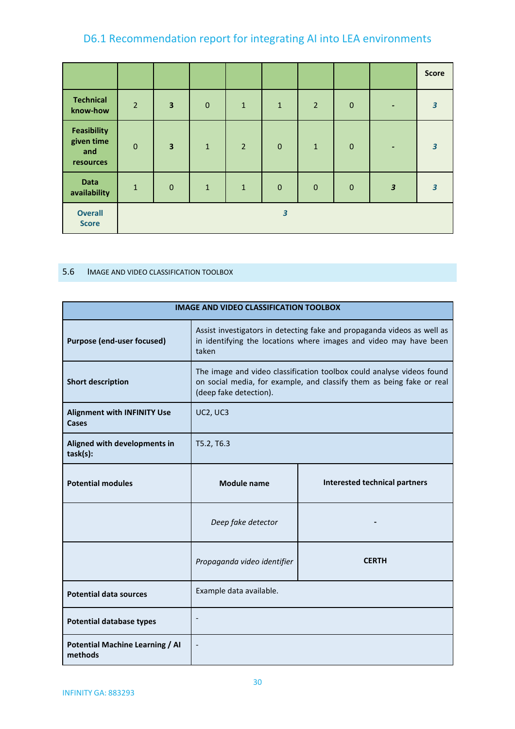| | | | | | | | | | Score |
|---|---|---|---|---|---|---|---|---|---|
| Technical know-how | 2 | **3** | 0 | 1 | 1 | 2 | 0 | - | ***3*** |
| Feasibility given time and resources | 0 | **3** | 1 | 2 | 0 | 1 | 0 | - | ***3*** |
| Data availability | 1 | 0 | 1 | 1 | 0 | 0 | 0 | ***3*** | ***3*** |
| Overall Score | ***3*** | | | | | | | | |

## 5.6 Image and video classification toolbox

| IMAGE AND VIDEO CLASSIFICATION TOOLBOX | | |
|---|---|---|
| **Purpose (end-user focused)** | Assist investigators in detecting fake and propaganda videos as well as in identifying the locations where images and video may have been taken | |
| **Short description** | The image and video classification toolbox could analyse videos found on social media, for example, and classify them as being fake or real (deep fake detection). | |
| **Alignment with INFINITY Use Cases** | UC2, UC3 | |
| **Aligned with developments in task(s):** | T5.2, T6.3 | |
| **Potential modules** | **Module name** | **Interested technical partners** |
| | *Deep fake detector* | - |
| | *Propaganda video identifier* | **CERTH** |
| **Potential data sources** | Example data available. | |
| **Potential database types** | - | |
| **Potential Machine Learning / AI methods** | - | |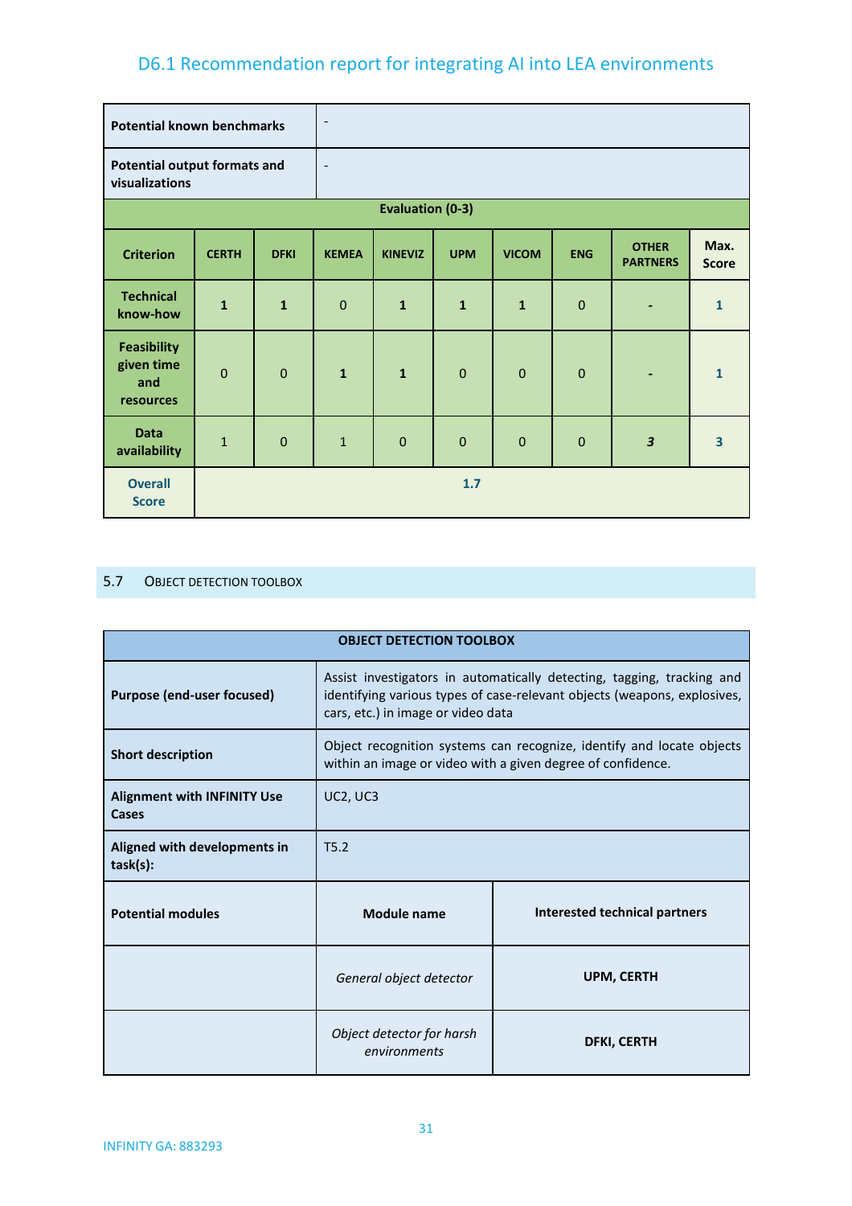| Potential known benchmarks | - |
|---|---|
| Potential output formats and visualizations | - |

| Evaluation (0-3) | | | | | | | | | |
|---|---|---|---|---|---|---|---|---|---|
| **Criterion** | **CERTH** | **DFKI** | **KEMEA** | **KINEVIZ** | **UPM** | **VICOM** | **ENG** | **OTHER PARTNERS** | **Max. Score** |
| **Technical know-how** | **1** | **1** | 0 | **1** | **1** | **1** | 0 | **-** | **1** |
| **Feasibility given time and resources** | 0 | 0 | **1** | **1** | 0 | 0 | 0 | **-** | **1** |
| **Data availability** | 1 | 0 | 1 | 0 | 0 | 0 | 0 | ***3*** | **3** |
| **Overall Score** | **1.7** | | | | | | | | |

## 5.7 Object detection toolbox

| OBJECT DETECTION TOOLBOX | | |
|---|---|---|
| **Purpose (end-user focused)** | Assist investigators in automatically detecting, tagging, tracking and identifying various types of case-relevant objects (weapons, explosives, cars, etc.) in image or video data | |
| **Short description** | Object recognition systems can recognize, identify and locate objects within an image or video with a given degree of confidence. | |
| **Alignment with INFINITY Use Cases** | UC2, UC3 | |
| **Aligned with developments in task(s):** | T5.2 | |
| **Potential modules** | **Module name** | **Interested technical partners** |
| | *General object detector* | **UPM, CERTH** |
| | *Object detector for harsh environments* | **DFKI, CERTH** |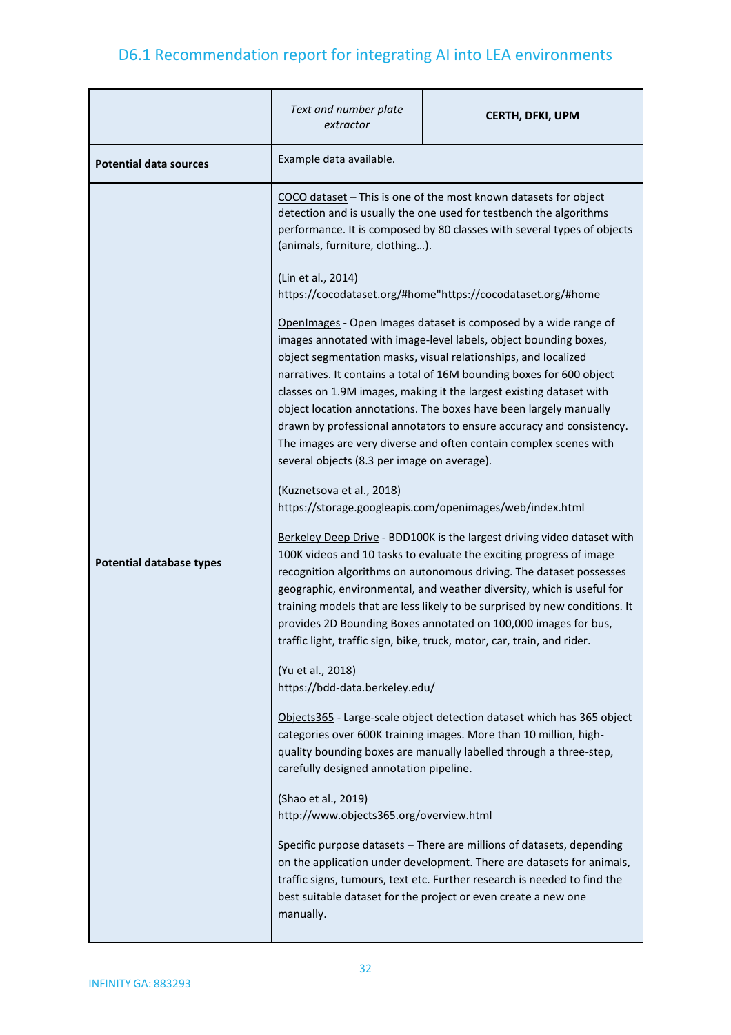| | *Text and number plate extractor* | **CERTH, DFKI, UPM** |
|---|---|---|
| **Potential data sources** | Example data available. | |
| **Potential database types** | COCO dataset – This is one of the most known datasets for object detection and is usually the one used for testbench the algorithms performance. It is composed by 80 classes with several types of objects (animals, furniture, clothing…).<br><br>(Lin et al., 2014)<br>https://cocodataset.org/#home"https://cocodataset.org/#home<br><br>OpenImages - Open Images dataset is composed by a wide range of images annotated with image-level labels, object bounding boxes, object segmentation masks, visual relationships, and localized narratives. It contains a total of 16M bounding boxes for 600 object classes on 1.9M images, making it the largest existing dataset with object location annotations. The boxes have been largely manually drawn by professional annotators to ensure accuracy and consistency. The images are very diverse and often contain complex scenes with several objects (8.3 per image on average).<br><br>(Kuznetsova et al., 2018)<br>https://storage.googleapis.com/openimages/web/index.html<br><br>Berkeley Deep Drive - BDD100K is the largest driving video dataset with 100K videos and 10 tasks to evaluate the exciting progress of image recognition algorithms on autonomous driving. The dataset possesses geographic, environmental, and weather diversity, which is useful for training models that are less likely to be surprised by new conditions. It provides 2D Bounding Boxes annotated on 100,000 images for bus, traffic light, traffic sign, bike, truck, motor, car, train, and rider.<br><br>(Yu et al., 2018)<br>https://bdd-data.berkeley.edu/<br><br>Objects365 - Large-scale object detection dataset which has 365 object categories over 600K training images. More than 10 million, high-quality bounding boxes are manually labelled through a three-step, carefully designed annotation pipeline.<br><br>(Shao et al., 2019)<br>http://www.objects365.org/overview.html<br><br>Specific purpose datasets – There are millions of datasets, depending on the application under development. There are datasets for animals, traffic signs, tumours, text etc. Further research is needed to find the best suitable dataset for the project or even create a new one manually. | |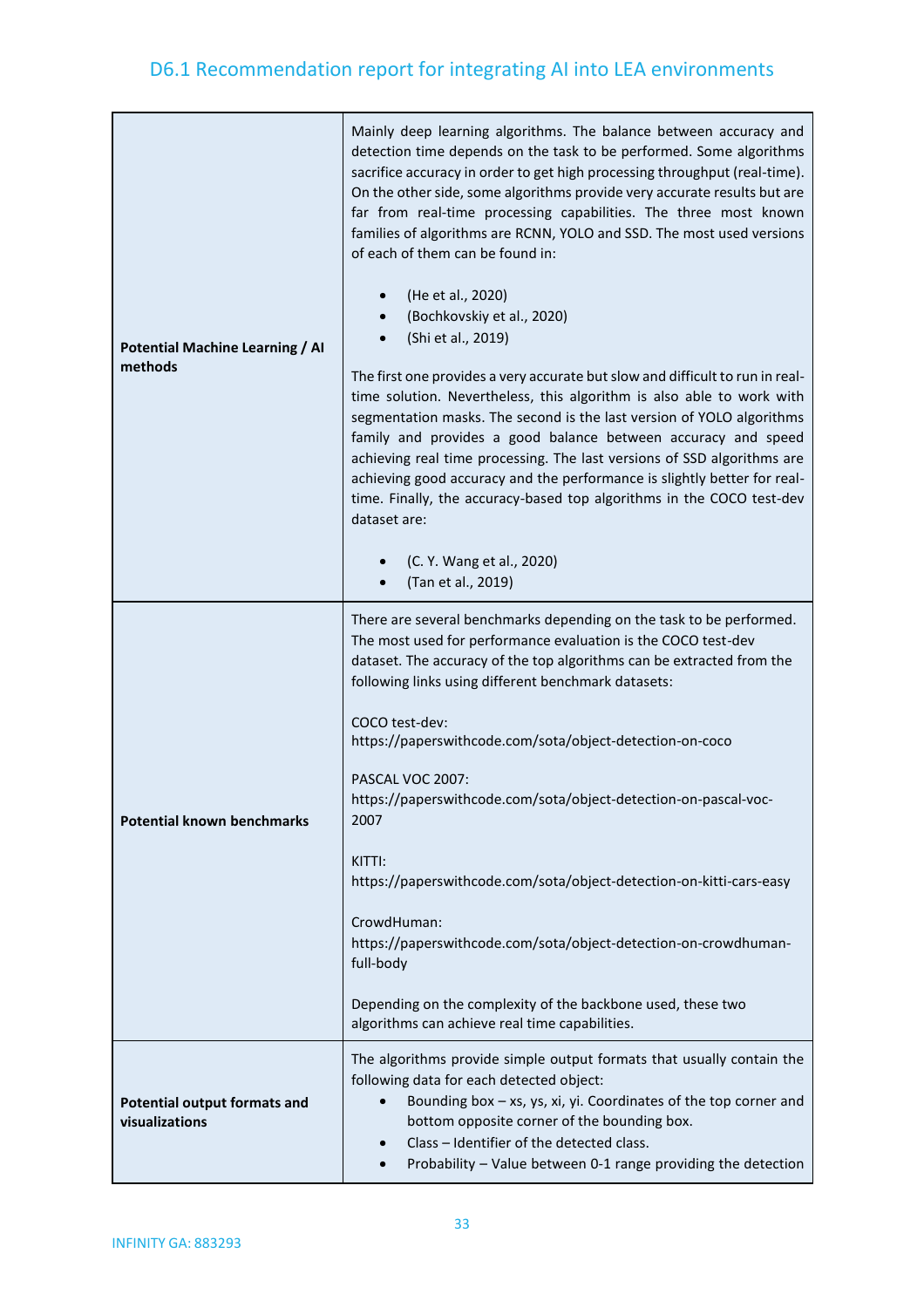| | |
|---|---|
| **Potential Machine Learning / AI methods** | Mainly deep learning algorithms. The balance between accuracy and detection time depends on the task to be performed. Some algorithms sacrifice accuracy in order to get high processing throughput (real-time). On the other side, some algorithms provide very accurate results but are far from real-time processing capabilities. The three most known families of algorithms are RCNN, YOLO and SSD. The most used versions of each of them can be found in:<br><br>• (He et al., 2020)<br>• (Bochkovskiy et al., 2020)<br>• (Shi et al., 2019)<br><br>The first one provides a very accurate but slow and difficult to run in real-time solution. Nevertheless, this algorithm is also able to work with segmentation masks. The second is the last version of YOLO algorithms family and provides a good balance between accuracy and speed achieving real time processing. The last versions of SSD algorithms are achieving good accuracy and the performance is slightly better for real-time. Finally, the accuracy-based top algorithms in the COCO test-dev dataset are:<br><br>• (C. Y. Wang et al., 2020)<br>• (Tan et al., 2019) |
| **Potential known benchmarks** | There are several benchmarks depending on the task to be performed. The most used for performance evaluation is the COCO test-dev dataset. The accuracy of the top algorithms can be extracted from the following links using different benchmark datasets:<br><br>COCO test-dev:<br>https://paperswithcode.com/sota/object-detection-on-coco<br><br>PASCAL VOC 2007:<br>https://paperswithcode.com/sota/object-detection-on-pascal-voc-2007<br><br>KITTI:<br>https://paperswithcode.com/sota/object-detection-on-kitti-cars-easy<br><br>CrowdHuman:<br>https://paperswithcode.com/sota/object-detection-on-crowdhuman-full-body<br><br>Depending on the complexity of the backbone used, these two algorithms can achieve real time capabilities. |
| **Potential output formats and visualizations** | The algorithms provide simple output formats that usually contain the following data for each detected object:<br>• Bounding box – xs, ys, xi, yi. Coordinates of the top corner and bottom opposite corner of the bounding box.<br>• Class – Identifier of the detected class.<br>• Probability – Value between 0-1 range providing the detection |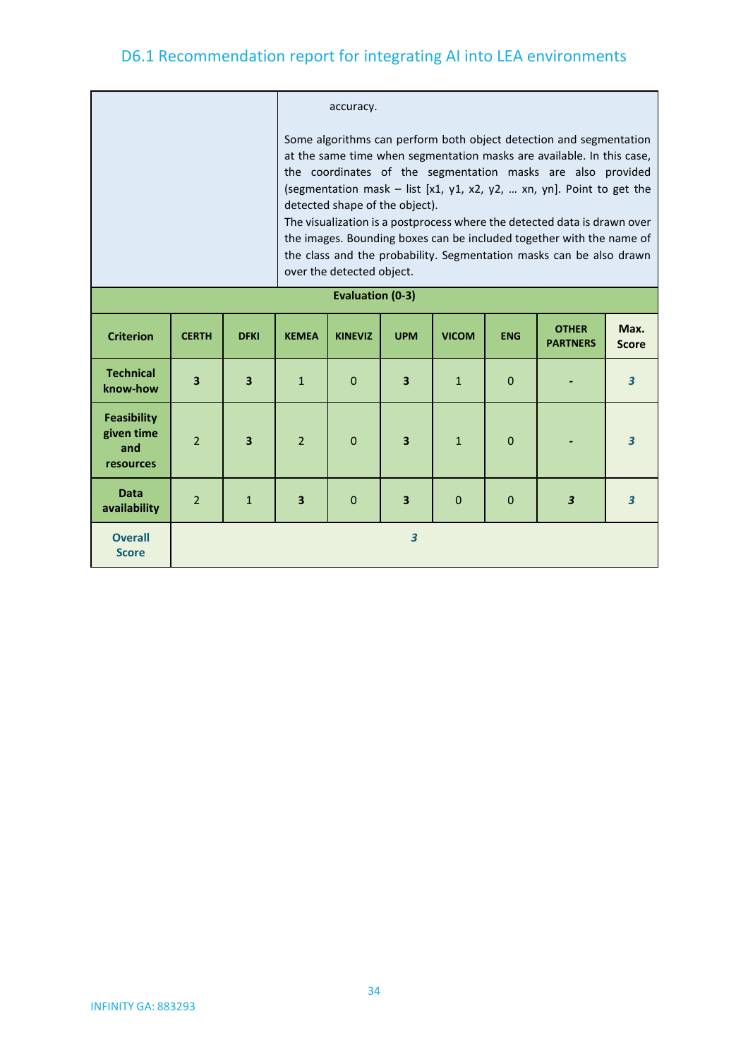| | |
|---|---|
| | accuracy.<br><br>Some algorithms can perform both object detection and segmentation at the same time when segmentation masks are available. In this case, the coordinates of the segmentation masks are also provided (segmentation mask – list [x1, y1, x2, y2, … xn, yn]. Point to get the detected shape of the object).<br>The visualization is a postprocess where the detected data is drawn over the images. Bounding boxes can be included together with the name of the class and the probability. Segmentation masks can be also drawn over the detected object. |

**Evaluation (0-3)**

| Criterion | CERTH | DFKI | KEMEA | KINEVIZ | UPM | VICOM | ENG | OTHER PARTNERS | Max. Score |
|---|---|---|---|---|---|---|---|---|---|
| **Technical know-how** | **3** | **3** | 1 | 0 | **3** | 1 | 0 | - | ***3*** |
| **Feasibility given time and resources** | 2 | **3** | 2 | 0 | **3** | 1 | 0 | - | ***3*** |
| **Data availability** | 2 | 1 | **3** | 0 | **3** | 0 | 0 | ***3*** | ***3*** |
| **Overall Score** | ***3*** | | | | | | | | |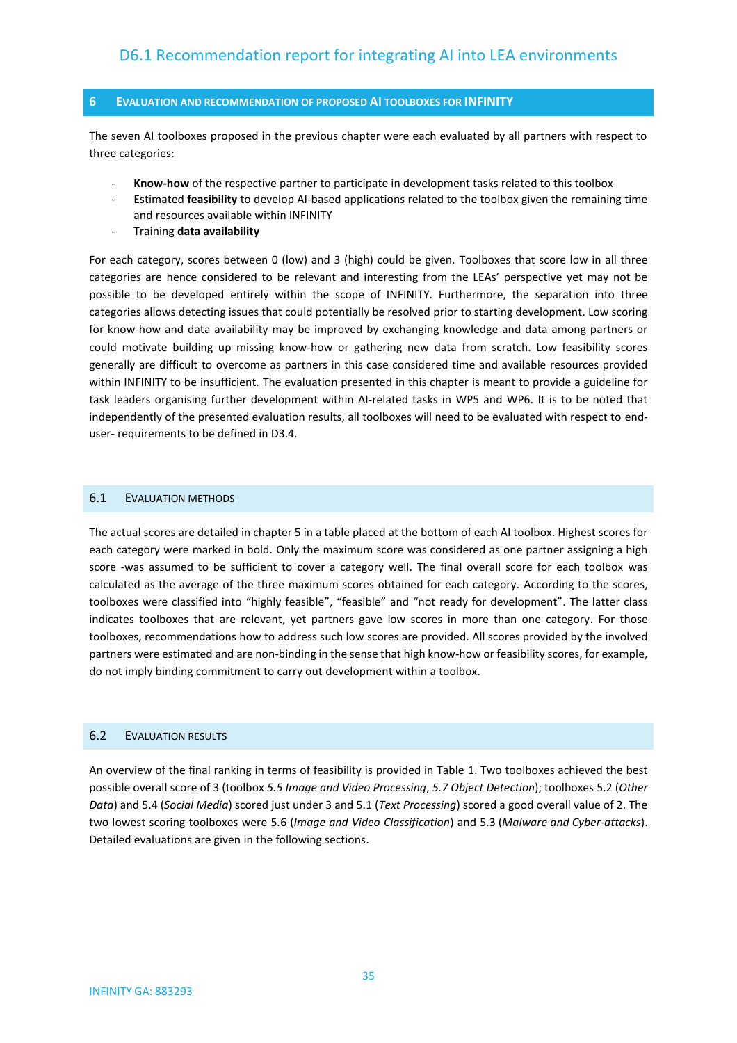# 6 EVALUATION AND RECOMMENDATION OF PROPOSED AI TOOLBOXES FOR INFINITY

The seven AI toolboxes proposed in the previous chapter were each evaluated by all partners with respect to three categories:

- **Know-how** of the respective partner to participate in development tasks related to this toolbox
- Estimated **feasibility** to develop AI-based applications related to the toolbox given the remaining time and resources available within INFINITY
- Training **data availability**

For each category, scores between 0 (low) and 3 (high) could be given. Toolboxes that score low in all three categories are hence considered to be relevant and interesting from the LEAs' perspective yet may not be possible to be developed entirely within the scope of INFINITY. Furthermore, the separation into three categories allows detecting issues that could potentially be resolved prior to starting development. Low scoring for know-how and data availability may be improved by exchanging knowledge and data among partners or could motivate building up missing know-how or gathering new data from scratch. Low feasibility scores generally are difficult to overcome as partners in this case considered time and available resources provided within INFINITY to be insufficient. The evaluation presented in this chapter is meant to provide a guideline for task leaders organising further development within AI-related tasks in WP5 and WP6. It is to be noted that independently of the presented evaluation results, all toolboxes will need to be evaluated with respect to end-user- requirements to be defined in D3.4.

## 6.1 EVALUATION METHODS

The actual scores are detailed in chapter 5 in a table placed at the bottom of each AI toolbox. Highest scores for each category were marked in bold. Only the maximum score was considered as one partner assigning a high score -was assumed to be sufficient to cover a category well. The final overall score for each toolbox was calculated as the average of the three maximum scores obtained for each category. According to the scores, toolboxes were classified into "highly feasible", "feasible" and "not ready for development". The latter class indicates toolboxes that are relevant, yet partners gave low scores in more than one category. For those toolboxes, recommendations how to address such low scores are provided. All scores provided by the involved partners were estimated and are non-binding in the sense that high know-how or feasibility scores, for example, do not imply binding commitment to carry out development within a toolbox.

## 6.2 EVALUATION RESULTS

An overview of the final ranking in terms of feasibility is provided in Table 1. Two toolboxes achieved the best possible overall score of 3 (toolbox *5.5 Image and Video Processing*, *5.7 Object Detection*); toolboxes 5.2 (*Other Data*) and 5.4 (*Social Media*) scored just under 3 and 5.1 (*Text Processing*) scored a good overall value of 2. The two lowest scoring toolboxes were 5.6 (*Image and Video Classification*) and 5.3 (*Malware and Cyber-attacks*). Detailed evaluations are given in the following sections.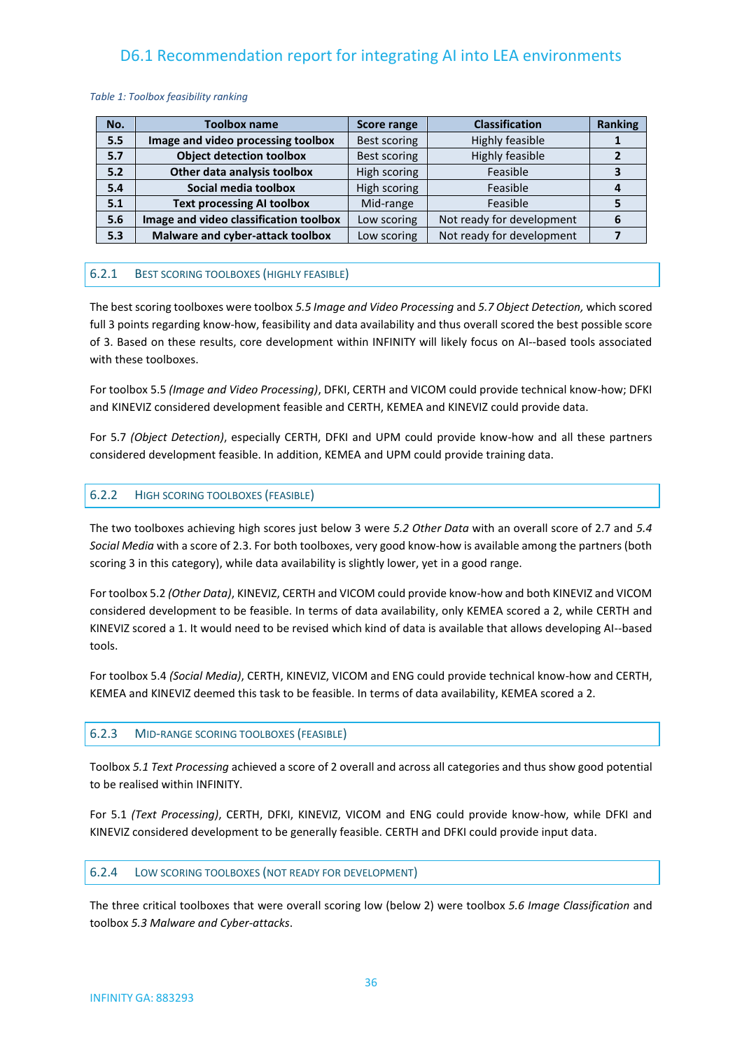*Table 1: Toolbox feasibility ranking*

| No. | Toolbox name | Score range | Classification | Ranking |
|---|---|---|---|---|
| 5.5 | Image and video processing toolbox | Best scoring | Highly feasible | 1 |
| 5.7 | Object detection toolbox | Best scoring | Highly feasible | 2 |
| 5.2 | Other data analysis toolbox | High scoring | Feasible | 3 |
| 5.4 | Social media toolbox | High scoring | Feasible | 4 |
| 5.1 | Text processing AI toolbox | Mid-range | Feasible | 5 |
| 5.6 | Image and video classification toolbox | Low scoring | Not ready for development | 6 |
| 5.3 | Malware and cyber-attack toolbox | Low scoring | Not ready for development | 7 |

### 6.2.1 Best scoring toolboxes (highly feasible)

The best scoring toolboxes were toolbox *5.5 Image and Video Processing* and *5.7 Object Detection,* which scored full 3 points regarding know-how, feasibility and data availability and thus overall scored the best possible score of 3. Based on these results, core development within INFINITY will likely focus on AI--based tools associated with these toolboxes.

For toolbox 5.5 *(Image and Video Processing)*, DFKI, CERTH and VICOM could provide technical know-how; DFKI and KINEVIZ considered development feasible and CERTH, KEMEA and KINEVIZ could provide data.

For 5.7 *(Object Detection)*, especially CERTH, DFKI and UPM could provide know-how and all these partners considered development feasible. In addition, KEMEA and UPM could provide training data.

### 6.2.2 High scoring toolboxes (feasible)

The two toolboxes achieving high scores just below 3 were *5.2 Other Data* with an overall score of 2.7 and *5.4 Social Media* with a score of 2.3. For both toolboxes, very good know-how is available among the partners (both scoring 3 in this category), while data availability is slightly lower, yet in a good range.

For toolbox 5.2 *(Other Data)*, KINEVIZ, CERTH and VICOM could provide know-how and both KINEVIZ and VICOM considered development to be feasible. In terms of data availability, only KEMEA scored a 2, while CERTH and KINEVIZ scored a 1. It would need to be revised which kind of data is available that allows developing AI--based tools.

For toolbox 5.4 *(Social Media)*, CERTH, KINEVIZ, VICOM and ENG could provide technical know-how and CERTH, KEMEA and KINEVIZ deemed this task to be feasible. In terms of data availability, KEMEA scored a 2.

### 6.2.3 Mid-range scoring toolboxes (feasible)

Toolbox *5.1 Text Processing* achieved a score of 2 overall and across all categories and thus show good potential to be realised within INFINITY.

For 5.1 *(Text Processing)*, CERTH, DFKI, KINEVIZ, VICOM and ENG could provide know-how, while DFKI and KINEVIZ considered development to be generally feasible. CERTH and DFKI could provide input data.

### 6.2.4 Low scoring toolboxes (not ready for development)

The three critical toolboxes that were overall scoring low (below 2) were toolbox *5.6 Image Classification* and toolbox *5.3 Malware and Cyber-attacks*.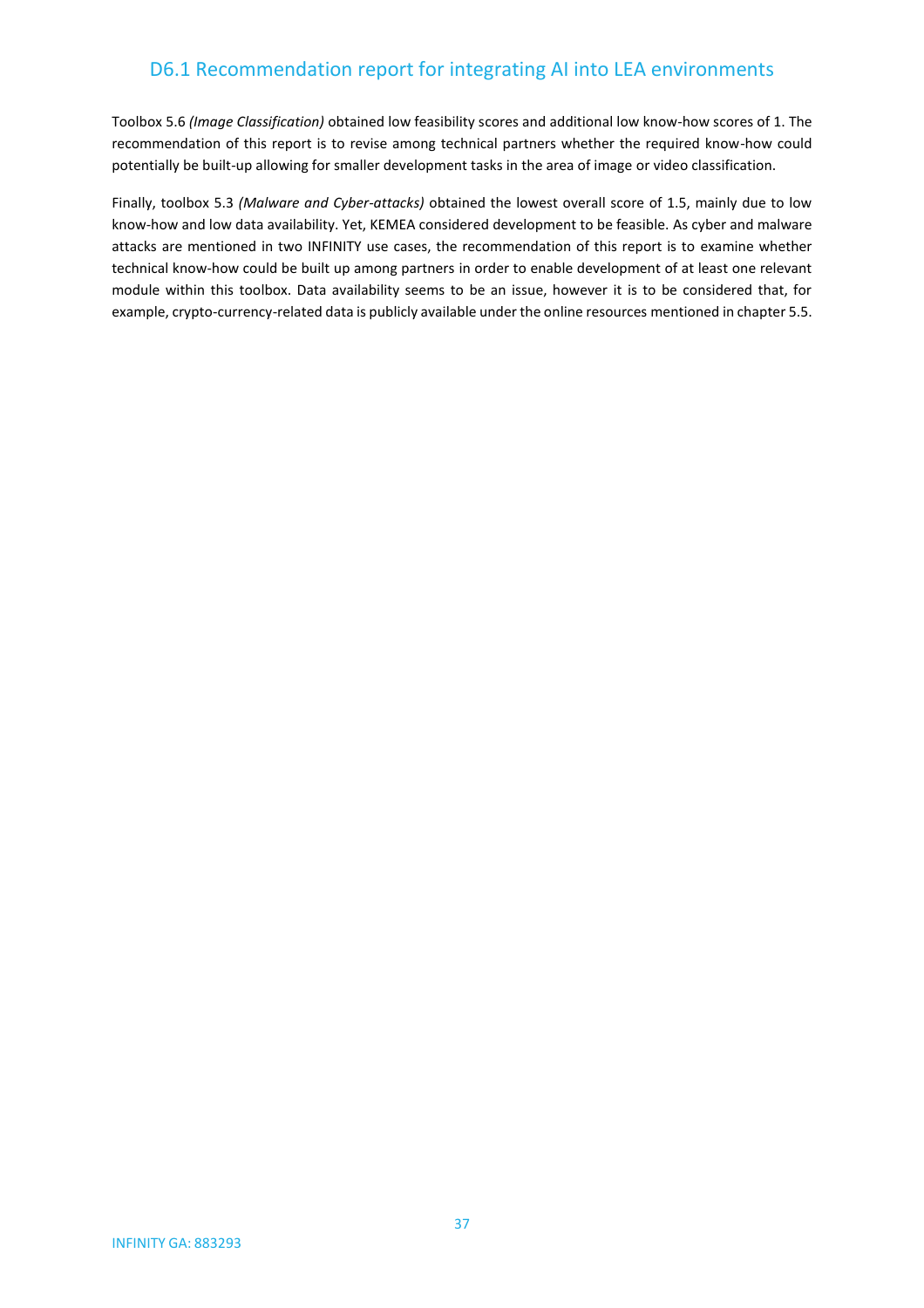Toolbox 5.6 *(Image Classification)* obtained low feasibility scores and additional low know-how scores of 1. The recommendation of this report is to revise among technical partners whether the required know-how could potentially be built-up allowing for smaller development tasks in the area of image or video classification.

Finally, toolbox 5.3 *(Malware and Cyber-attacks)* obtained the lowest overall score of 1.5, mainly due to low know-how and low data availability. Yet, KEMEA considered development to be feasible. As cyber and malware attacks are mentioned in two INFINITY use cases, the recommendation of this report is to examine whether technical know-how could be built up among partners in order to enable development of at least one relevant module within this toolbox. Data availability seems to be an issue, however it is to be considered that, for example, crypto-currency-related data is publicly available under the online resources mentioned in chapter 5.5.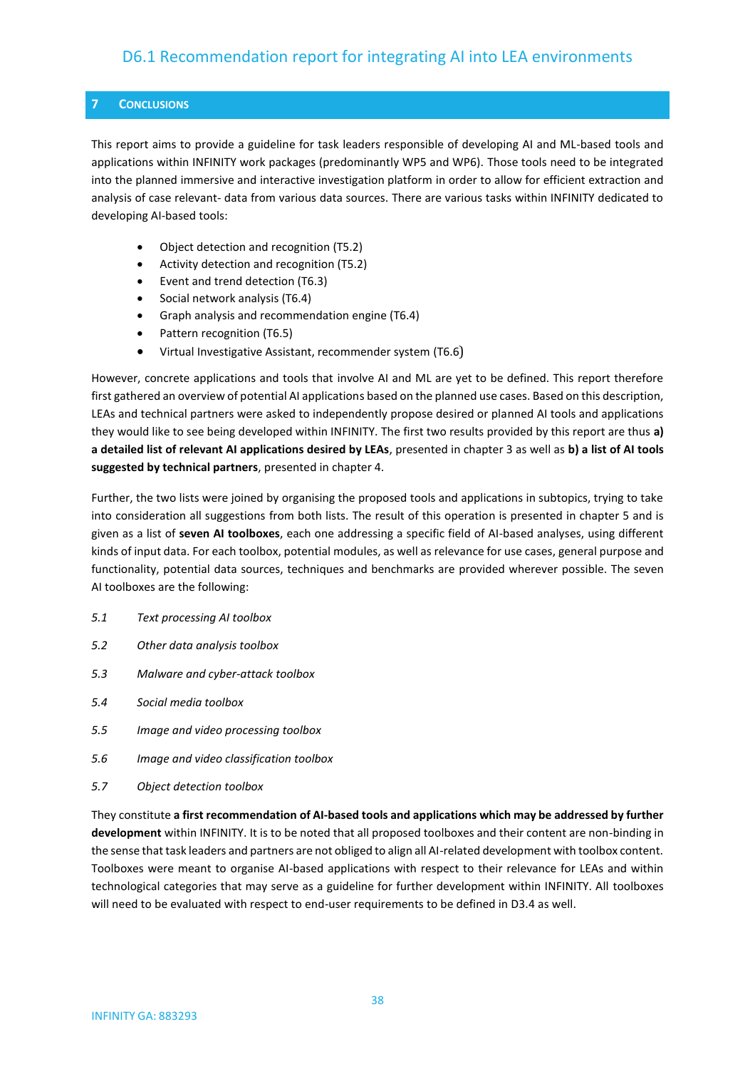# 7 Conclusions

This report aims to provide a guideline for task leaders responsible of developing AI and ML-based tools and applications within INFINITY work packages (predominantly WP5 and WP6). Those tools need to be integrated into the planned immersive and interactive investigation platform in order to allow for efficient extraction and analysis of case relevant- data from various data sources. There are various tasks within INFINITY dedicated to developing AI-based tools:

- Object detection and recognition (T5.2)
- Activity detection and recognition (T5.2)
- Event and trend detection (T6.3)
- Social network analysis (T6.4)
- Graph analysis and recommendation engine (T6.4)
- Pattern recognition (T6.5)
- Virtual Investigative Assistant, recommender system (T6.6)

However, concrete applications and tools that involve AI and ML are yet to be defined. This report therefore first gathered an overview of potential AI applications based on the planned use cases. Based on this description, LEAs and technical partners were asked to independently propose desired or planned AI tools and applications they would like to see being developed within INFINITY. The first two results provided by this report are thus **a) a detailed list of relevant AI applications desired by LEAs**, presented in chapter 3 as well as **b) a list of AI tools suggested by technical partners**, presented in chapter 4.

Further, the two lists were joined by organising the proposed tools and applications in subtopics, trying to take into consideration all suggestions from both lists. The result of this operation is presented in chapter 5 and is given as a list of **seven AI toolboxes**, each one addressing a specific field of AI-based analyses, using different kinds of input data. For each toolbox, potential modules, as well as relevance for use cases, general purpose and functionality, potential data sources, techniques and benchmarks are provided wherever possible. The seven AI toolboxes are the following:

*5.1 Text processing AI toolbox*

*5.2 Other data analysis toolbox*

*5.3 Malware and cyber-attack toolbox*

*5.4 Social media toolbox*

*5.5 Image and video processing toolbox*

*5.6 Image and video classification toolbox*

*5.7 Object detection toolbox*

They constitute **a first recommendation of AI-based tools and applications which may be addressed by further development** within INFINITY. It is to be noted that all proposed toolboxes and their content are non-binding in the sense that task leaders and partners are not obliged to align all AI-related development with toolbox content. Toolboxes were meant to organise AI-based applications with respect to their relevance for LEAs and within technological categories that may serve as a guideline for further development within INFINITY. All toolboxes will need to be evaluated with respect to end-user requirements to be defined in D3.4 as well.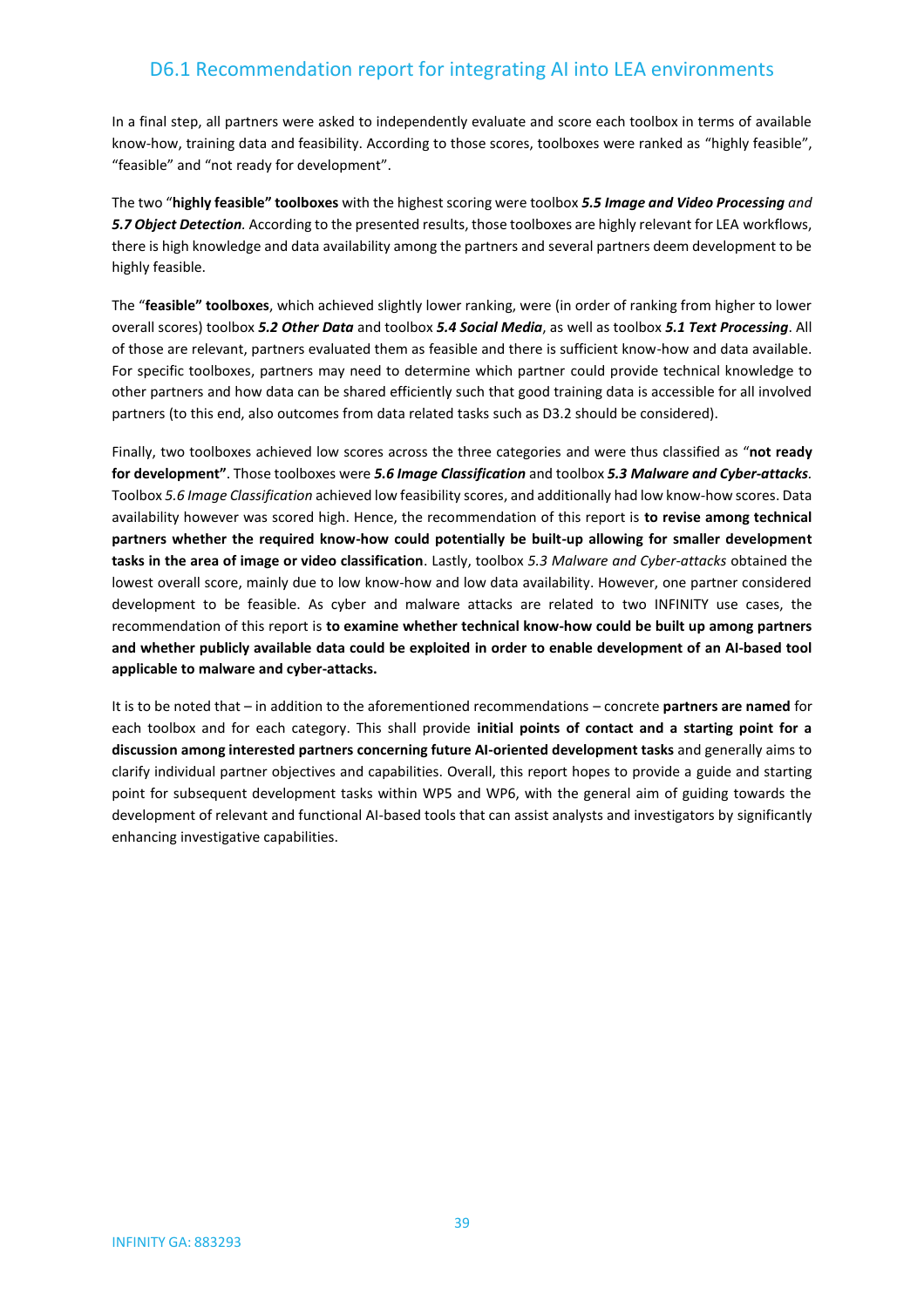In a final step, all partners were asked to independently evaluate and score each toolbox in terms of available know-how, training data and feasibility. According to those scores, toolboxes were ranked as "highly feasible", "feasible" and "not ready for development".

The two "**highly feasible" toolboxes** with the highest scoring were toolbox ***5.5 Image and Video Processing*** *and* ***5.7 Object Detection***. According to the presented results, those toolboxes are highly relevant for LEA workflows, there is high knowledge and data availability among the partners and several partners deem development to be highly feasible.

The "**feasible" toolboxes**, which achieved slightly lower ranking, were (in order of ranking from higher to lower overall scores) toolbox ***5.2 Other Data*** and toolbox ***5.4 Social Media***, as well as toolbox ***5.1 Text Processing***. All of those are relevant, partners evaluated them as feasible and there is sufficient know-how and data available. For specific toolboxes, partners may need to determine which partner could provide technical knowledge to other partners and how data can be shared efficiently such that good training data is accessible for all involved partners (to this end, also outcomes from data related tasks such as D3.2 should be considered).

Finally, two toolboxes achieved low scores across the three categories and were thus classified as "**not ready for development"**. Those toolboxes were ***5.6 Image Classification*** and toolbox ***5.3 Malware and Cyber-attacks***. Toolbox *5.6 Image Classification* achieved low feasibility scores, and additionally had low know-how scores. Data availability however was scored high. Hence, the recommendation of this report is **to revise among technical partners whether the required know-how could potentially be built-up allowing for smaller development tasks in the area of image or video classification**. Lastly, toolbox *5.3 Malware and Cyber-attacks* obtained the lowest overall score, mainly due to low know-how and low data availability. However, one partner considered development to be feasible. As cyber and malware attacks are related to two INFINITY use cases, the recommendation of this report is **to examine whether technical know-how could be built up among partners and whether publicly available data could be exploited in order to enable development of an AI-based tool applicable to malware and cyber-attacks.**

It is to be noted that – in addition to the aforementioned recommendations – concrete **partners are named** for each toolbox and for each category. This shall provide **initial points of contact and a starting point for a discussion among interested partners concerning future AI-oriented development tasks** and generally aims to clarify individual partner objectives and capabilities. Overall, this report hopes to provide a guide and starting point for subsequent development tasks within WP5 and WP6, with the general aim of guiding towards the development of relevant and functional AI-based tools that can assist analysts and investigators by significantly enhancing investigative capabilities.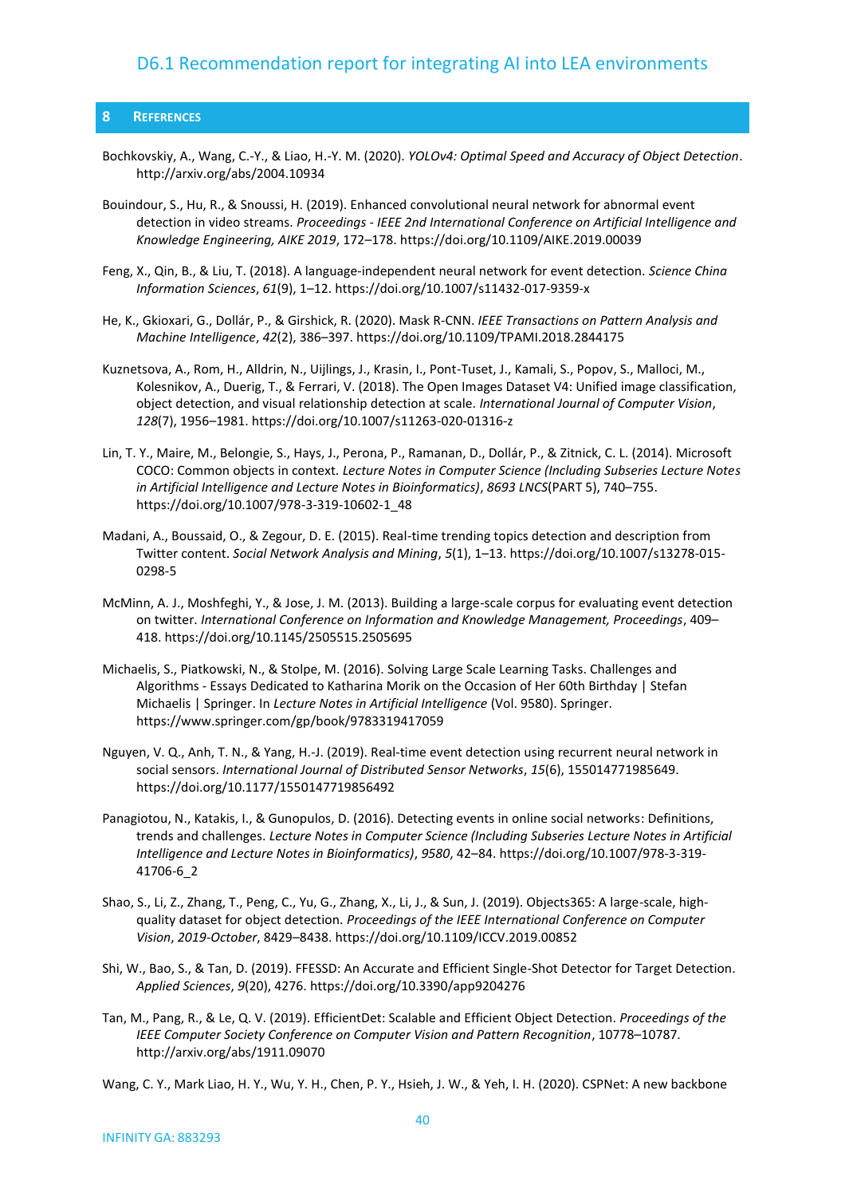## 8 References

Bochkovskiy, A., Wang, C.-Y., & Liao, H.-Y. M. (2020). *YOLOv4: Optimal Speed and Accuracy of Object Detection*. http://arxiv.org/abs/2004.10934

Bouindour, S., Hu, R., & Snoussi, H. (2019). Enhanced convolutional neural network for abnormal event detection in video streams. *Proceedings - IEEE 2nd International Conference on Artificial Intelligence and Knowledge Engineering, AIKE 2019*, 172–178. https://doi.org/10.1109/AIKE.2019.00039

Feng, X., Qin, B., & Liu, T. (2018). A language-independent neural network for event detection. *Science China Information Sciences*, *61*(9), 1–12. https://doi.org/10.1007/s11432-017-9359-x

He, K., Gkioxari, G., Dollár, P., & Girshick, R. (2020). Mask R-CNN. *IEEE Transactions on Pattern Analysis and Machine Intelligence*, *42*(2), 386–397. https://doi.org/10.1109/TPAMI.2018.2844175

Kuznetsova, A., Rom, H., Alldrin, N., Uijlings, J., Krasin, I., Pont-Tuset, J., Kamali, S., Popov, S., Malloci, M., Kolesnikov, A., Duerig, T., & Ferrari, V. (2018). The Open Images Dataset V4: Unified image classification, object detection, and visual relationship detection at scale. *International Journal of Computer Vision*, *128*(7), 1956–1981. https://doi.org/10.1007/s11263-020-01316-z

Lin, T. Y., Maire, M., Belongie, S., Hays, J., Perona, P., Ramanan, D., Dollár, P., & Zitnick, C. L. (2014). Microsoft COCO: Common objects in context. *Lecture Notes in Computer Science (Including Subseries Lecture Notes in Artificial Intelligence and Lecture Notes in Bioinformatics)*, *8693 LNCS*(PART 5), 740–755. https://doi.org/10.1007/978-3-319-10602-1_48

Madani, A., Boussaid, O., & Zegour, D. E. (2015). Real-time trending topics detection and description from Twitter content. *Social Network Analysis and Mining*, *5*(1), 1–13. https://doi.org/10.1007/s13278-015-0298-5

McMinn, A. J., Moshfeghi, Y., & Jose, J. M. (2013). Building a large-scale corpus for evaluating event detection on twitter. *International Conference on Information and Knowledge Management, Proceedings*, 409–418. https://doi.org/10.1145/2505515.2505695

Michaelis, S., Piatkowski, N., & Stolpe, M. (2016). Solving Large Scale Learning Tasks. Challenges and Algorithms - Essays Dedicated to Katharina Morik on the Occasion of Her 60th Birthday | Stefan Michaelis | Springer. In *Lecture Notes in Artificial Intelligence* (Vol. 9580). Springer. https://www.springer.com/gp/book/9783319417059

Nguyen, V. Q., Anh, T. N., & Yang, H.-J. (2019). Real-time event detection using recurrent neural network in social sensors. *International Journal of Distributed Sensor Networks*, *15*(6), 155014771985649. https://doi.org/10.1177/1550147719856492

Panagiotou, N., Katakis, I., & Gunopulos, D. (2016). Detecting events in online social networks: Definitions, trends and challenges. *Lecture Notes in Computer Science (Including Subseries Lecture Notes in Artificial Intelligence and Lecture Notes in Bioinformatics)*, *9580*, 42–84. https://doi.org/10.1007/978-3-319-41706-6_2

Shao, S., Li, Z., Zhang, T., Peng, C., Yu, G., Zhang, X., Li, J., & Sun, J. (2019). Objects365: A large-scale, high-quality dataset for object detection. *Proceedings of the IEEE International Conference on Computer Vision*, *2019-October*, 8429–8438. https://doi.org/10.1109/ICCV.2019.00852

Shi, W., Bao, S., & Tan, D. (2019). FFESSD: An Accurate and Efficient Single-Shot Detector for Target Detection. *Applied Sciences*, *9*(20), 4276. https://doi.org/10.3390/app9204276

Tan, M., Pang, R., & Le, Q. V. (2019). EfficientDet: Scalable and Efficient Object Detection. *Proceedings of the IEEE Computer Society Conference on Computer Vision and Pattern Recognition*, 10778–10787. http://arxiv.org/abs/1911.09070

Wang, C. Y., Mark Liao, H. Y., Wu, Y. H., Chen, P. Y., Hsieh, J. W., & Yeh, I. H. (2020). CSPNet: A new backbone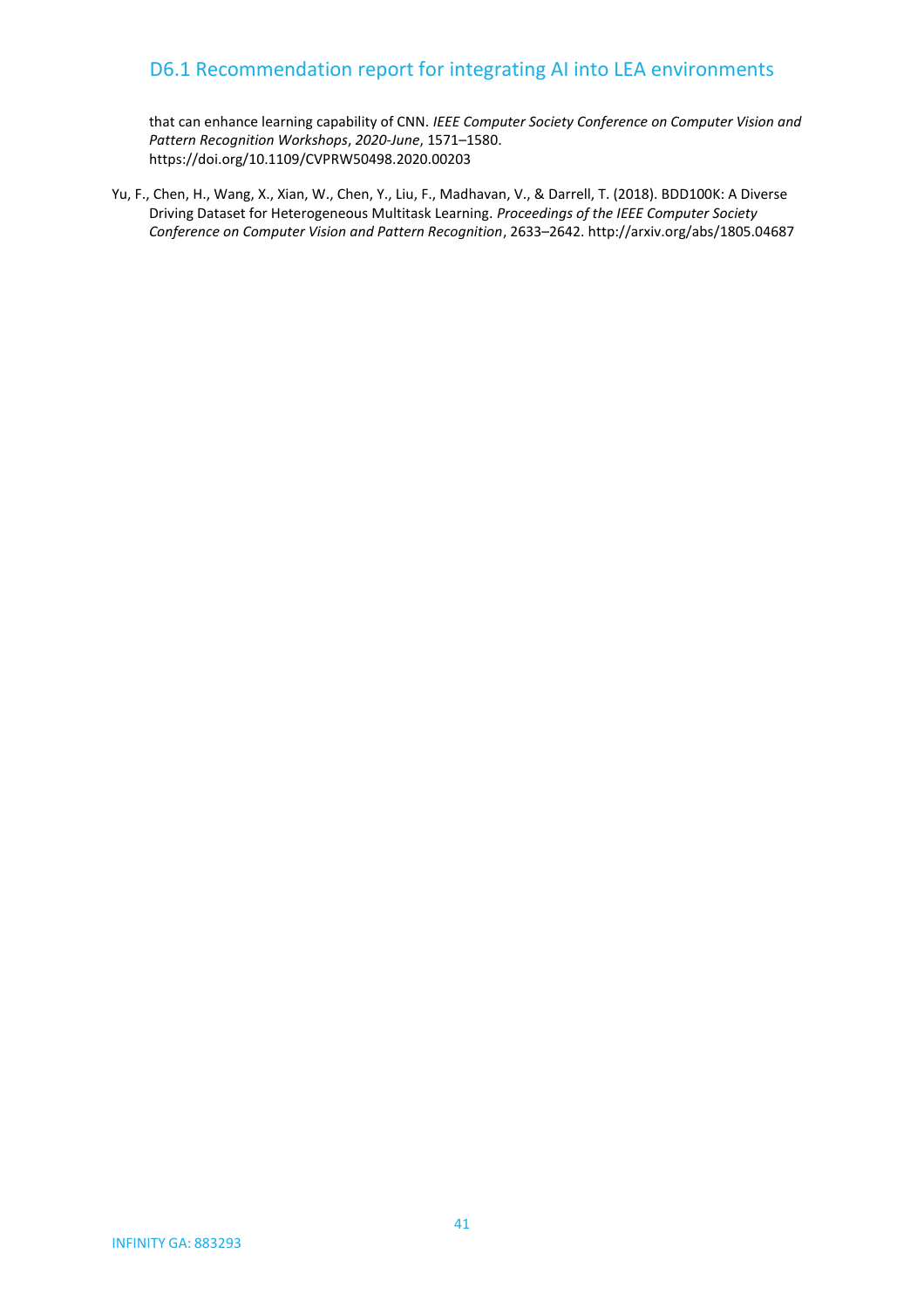that can enhance learning capability of CNN. *IEEE Computer Society Conference on Computer Vision and Pattern Recognition Workshops*, *2020-June*, 1571–1580. https://doi.org/10.1109/CVPRW50498.2020.00203

Yu, F., Chen, H., Wang, X., Xian, W., Chen, Y., Liu, F., Madhavan, V., & Darrell, T. (2018). BDD100K: A Diverse Driving Dataset for Heterogeneous Multitask Learning. *Proceedings of the IEEE Computer Society Conference on Computer Vision and Pattern Recognition*, 2633–2642. http://arxiv.org/abs/1805.04687